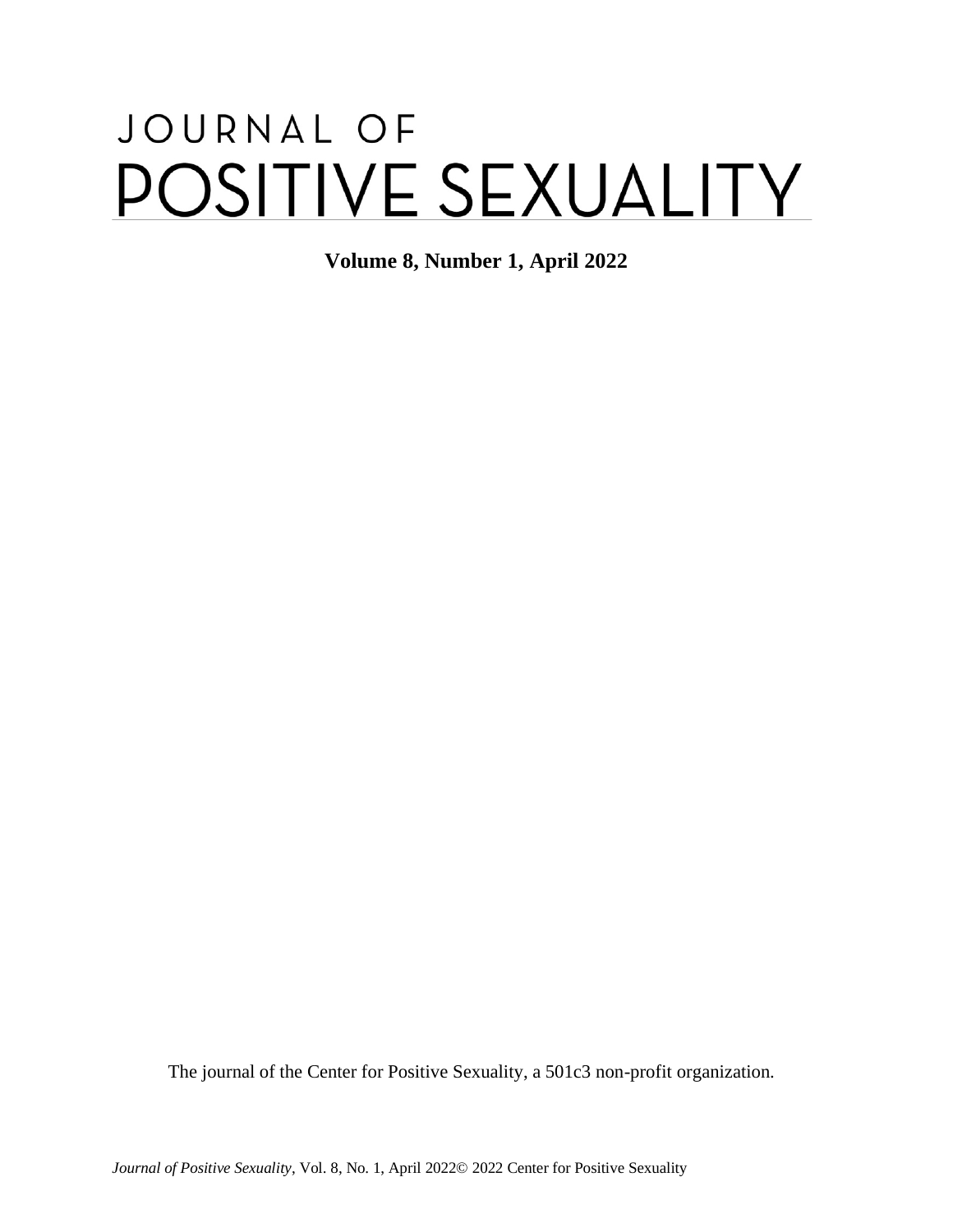# JOURNAL OF POSITIVE SEXUALITY

**Volume 8, Number 1, April 2022**

The journal of the Center for Positive Sexuality, a 501c3 non-profit organization.

*Journal of Positive Sexuality*, Vol. 8, No. 1, April 2022© 2022 Center for Positive Sexuality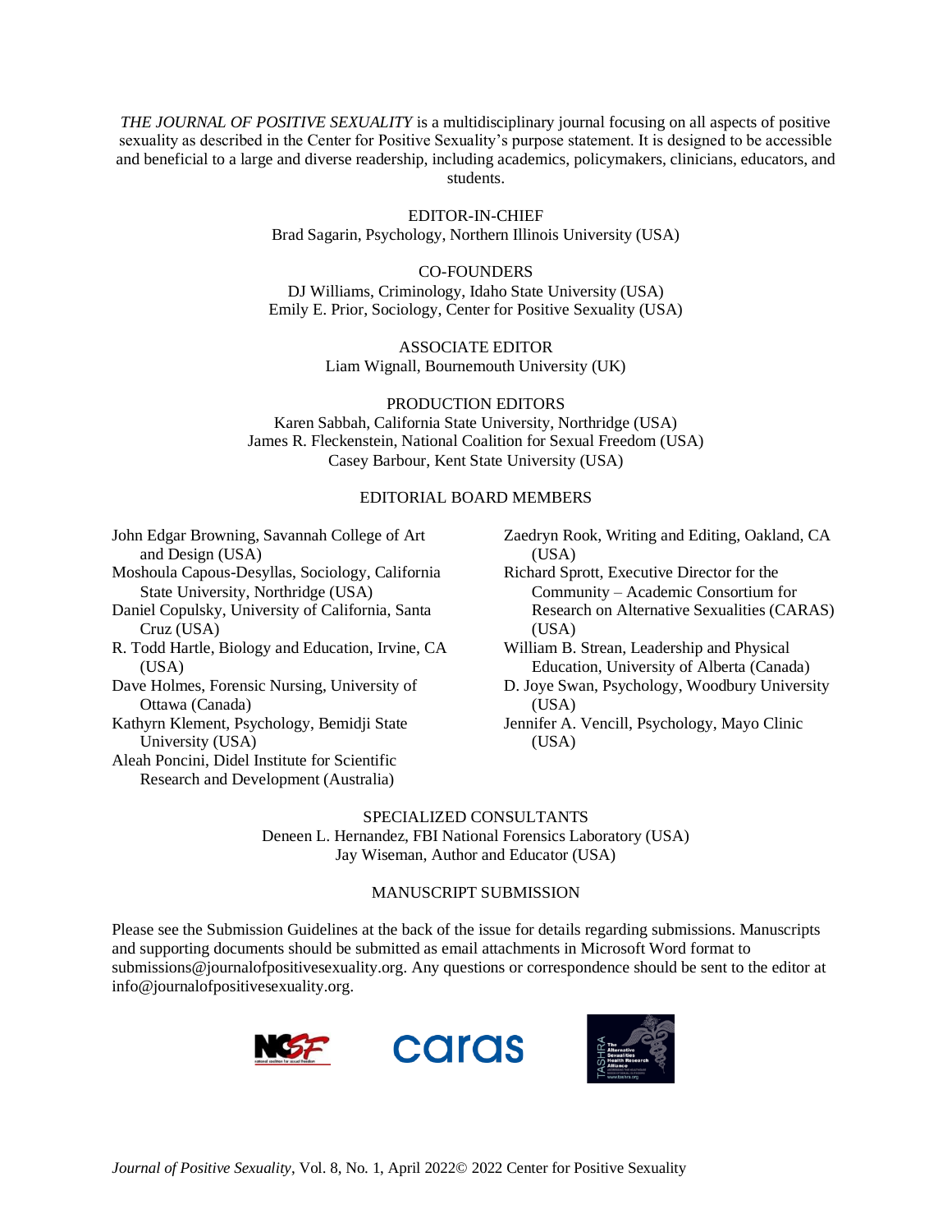*THE JOURNAL OF POSITIVE SEXUALITY* is a multidisciplinary journal focusing on all aspects of positive sexuality as described in the Center for Positive Sexuality's purpose statement. It is designed to be accessible and beneficial to a large and diverse readership, including academics, policymakers, clinicians, educators, and students.

EDITOR-IN-CHIEF
Brad Sagarin, Psychology, Northern Illinois University (USA)

CO-FOUNDERS
DJ Williams, Criminology, Idaho State University (USA)
Emily E. Prior, Sociology, Center for Positive Sexuality (USA)

ASSOCIATE EDITOR
Liam Wignall, Bournemouth University (UK)

PRODUCTION EDITORS
Karen Sabbah, California State University, Northridge (USA)
James R. Fleckenstein, National Coalition for Sexual Freedom (USA)
Casey Barbour, Kent State University (USA)

EDITORIAL BOARD MEMBERS

John Edgar Browning, Savannah College of Art and Design (USA)
Moshoula Capous-Desyllas, Sociology, California State University, Northridge (USA)
Daniel Copulsky, University of California, Santa Cruz (USA)
R. Todd Hartle, Biology and Education, Irvine, CA (USA)
Dave Holmes, Forensic Nursing, University of Ottawa (Canada)
Kathyrn Klement, Psychology, Bemidji State University (USA)
Aleah Poncini, Didel Institute for Scientific Research and Development (Australia)
Zaedryn Rook, Writing and Editing, Oakland, CA (USA)
Richard Sprott, Executive Director for the Community – Academic Consortium for Research on Alternative Sexualities (CARAS) (USA)
William B. Strean, Leadership and Physical Education, University of Alberta (Canada)
D. Joye Swan, Psychology, Woodbury University (USA)
Jennifer A. Vencill, Psychology, Mayo Clinic (USA)

SPECIALIZED CONSULTANTS
Deneen L. Hernandez, FBI National Forensics Laboratory (USA)
Jay Wiseman, Author and Educator (USA)

MANUSCRIPT SUBMISSION

Please see the Submission Guidelines at the back of the issue for details regarding submissions. Manuscripts and supporting documents should be submitted as email attachments in Microsoft Word format to submissions@journalofpositivesexuality.org. Any questions or correspondence should be sent to the editor at info@journalofpositivesexuality.org.

*Journal of Positive Sexuality*, Vol. 8, No. 1, April 2022© 2022 Center for Positive Sexuality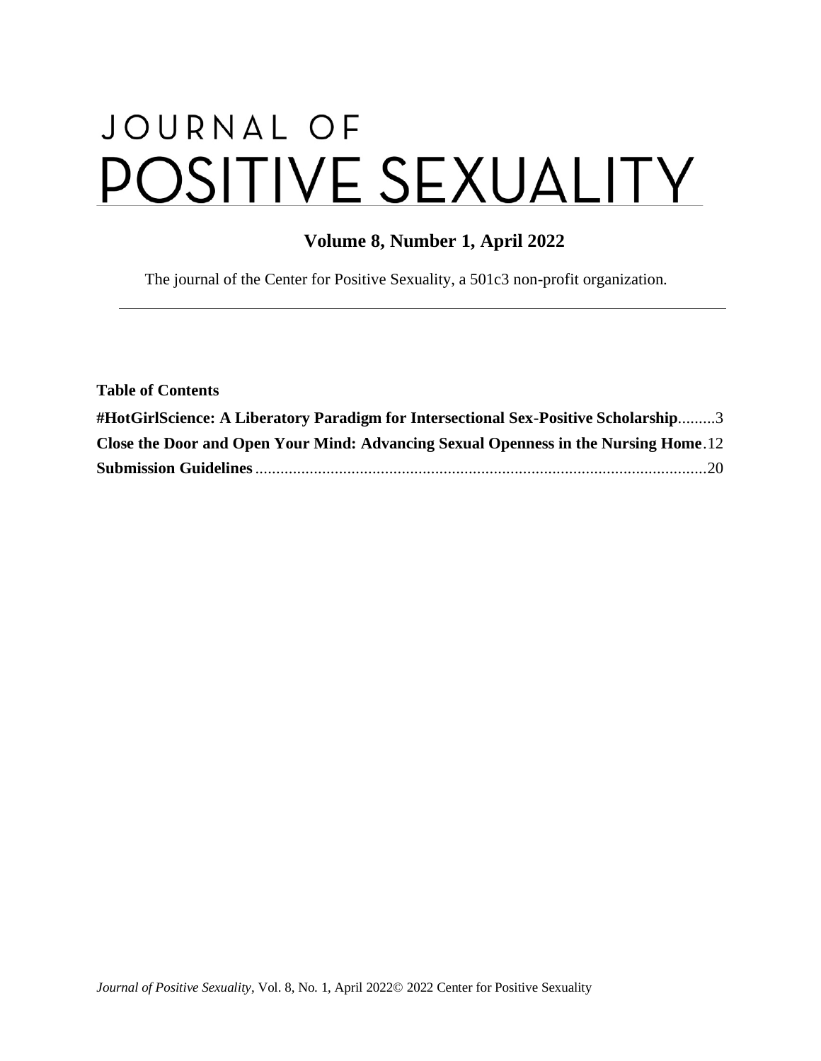# JOURNAL OF POSITIVE SEXUALITY

**Volume 8, Number 1, April 2022**

The journal of the Center for Positive Sexuality, a 501c3 non-profit organization.

---

**Table of Contents**

**#HotGirlScience: A Liberatory Paradigm for Intersectional Sex-Positive Scholarship**.........3
**Close the Door and Open Your Mind: Advancing Sexual Openness in the Nursing Home**.12
**Submission Guidelines**............................................................................................................20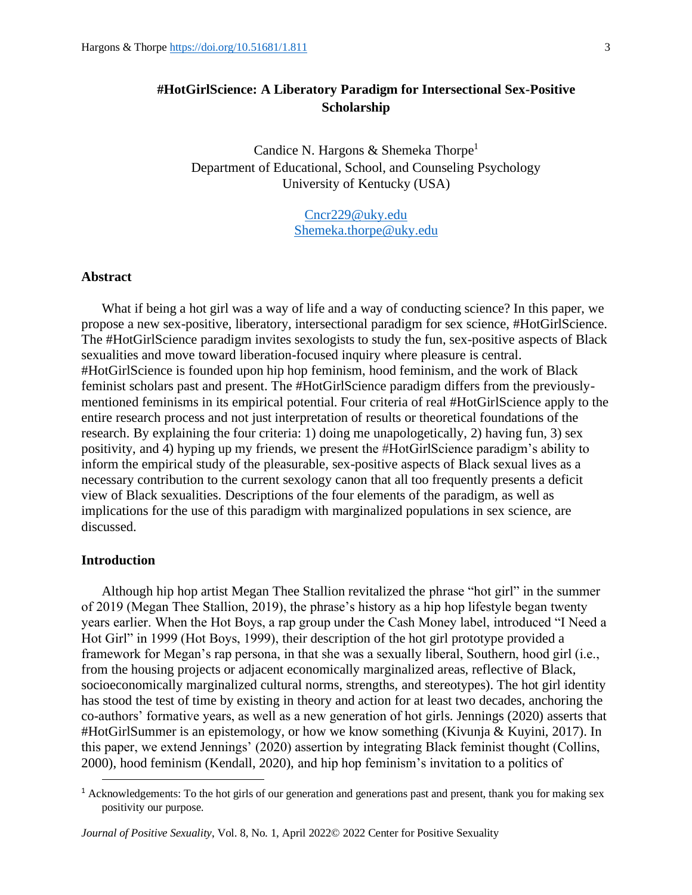# #HotGirlScience: A Liberatory Paradigm for Intersectional Sex-Positive Scholarship

Candice N. Hargons & Shemeka Thorpe[1]
Department of Educational, School, and Counseling Psychology
University of Kentucky (USA)

Cncr229@uky.edu
Shemeka.thorpe@uky.edu

## Abstract

What if being a hot girl was a way of life and a way of conducting science? In this paper, we propose a new sex-positive, liberatory, intersectional paradigm for sex science, #HotGirlScience. The #HotGirlScience paradigm invites sexologists to study the fun, sex-positive aspects of Black sexualities and move toward liberation-focused inquiry where pleasure is central. #HotGirlScience is founded upon hip hop feminism, hood feminism, and the work of Black feminist scholars past and present. The #HotGirlScience paradigm differs from the previously-mentioned feminisms in its empirical potential. Four criteria of real #HotGirlScience apply to the entire research process and not just interpretation of results or theoretical foundations of the research. By explaining the four criteria: 1) doing me unapologetically, 2) having fun, 3) sex positivity, and 4) hyping up my friends, we present the #HotGirlScience paradigm's ability to inform the empirical study of the pleasurable, sex-positive aspects of Black sexual lives as a necessary contribution to the current sexology canon that all too frequently presents a deficit view of Black sexualities. Descriptions of the four elements of the paradigm, as well as implications for the use of this paradigm with marginalized populations in sex science, are discussed.

## Introduction

Although hip hop artist Megan Thee Stallion revitalized the phrase "hot girl" in the summer of 2019 (Megan Thee Stallion, 2019), the phrase's history as a hip hop lifestyle began twenty years earlier. When the Hot Boys, a rap group under the Cash Money label, introduced "I Need a Hot Girl" in 1999 (Hot Boys, 1999), their description of the hot girl prototype provided a framework for Megan's rap persona, in that she was a sexually liberal, Southern, hood girl (i.e., from the housing projects or adjacent economically marginalized areas, reflective of Black, socioeconomically marginalized cultural norms, strengths, and stereotypes). The hot girl identity has stood the test of time by existing in theory and action for at least two decades, anchoring the co-authors' formative years, as well as a new generation of hot girls. Jennings (2020) asserts that #HotGirlSummer is an epistemology, or how we know something (Kivunja & Kuyini, 2017). In this paper, we extend Jennings' (2020) assertion by integrating Black feminist thought (Collins, 2000), hood feminism (Kendall, 2020), and hip hop feminism's invitation to a politics of

[1] Acknowledgements: To the hot girls of our generation and generations past and present, thank you for making sex positivity our purpose.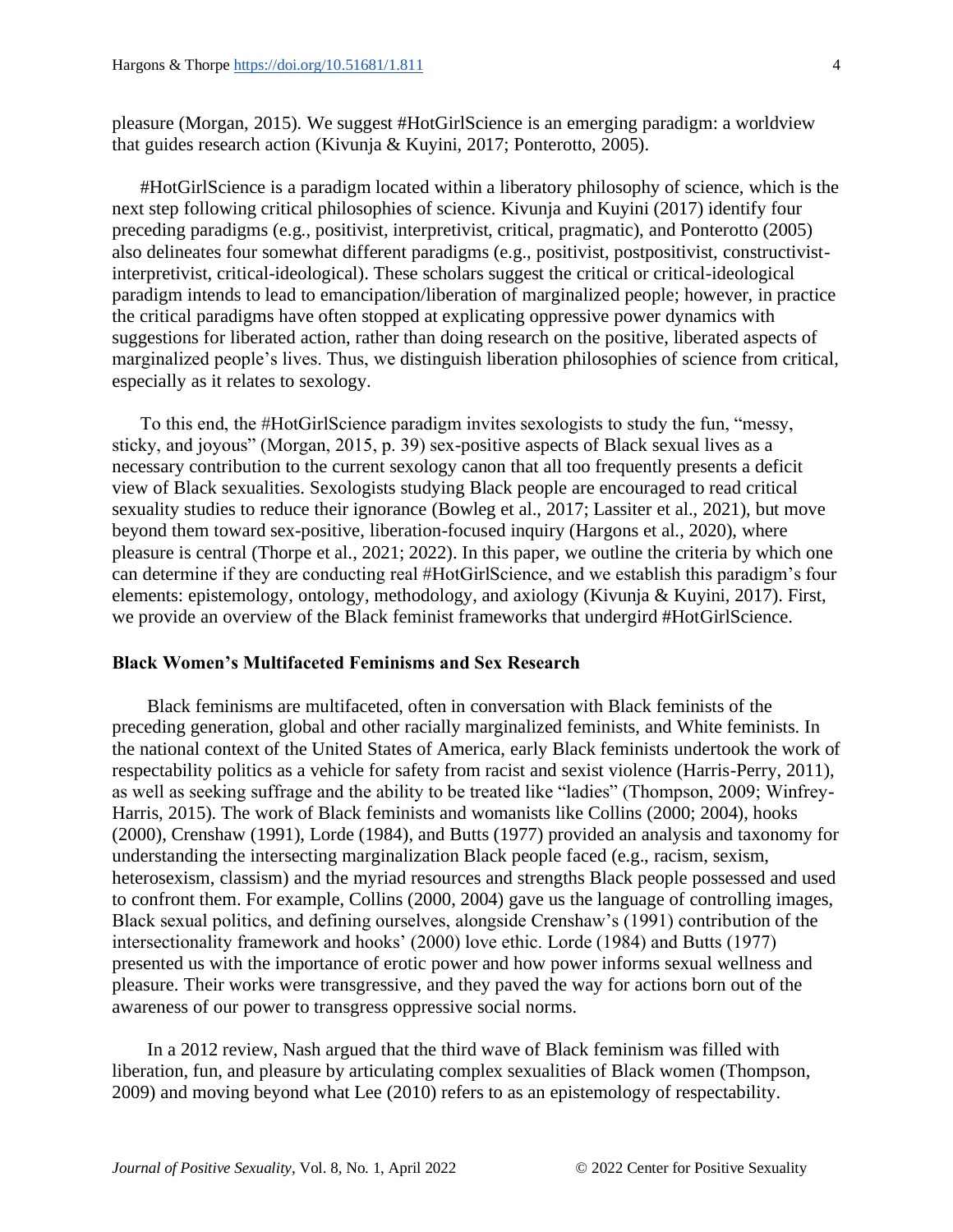pleasure (Morgan, 2015). We suggest #HotGirlScience is an emerging paradigm: a worldview that guides research action (Kivunja & Kuyini, 2017; Ponterotto, 2005).

#HotGirlScience is a paradigm located within a liberatory philosophy of science, which is the next step following critical philosophies of science. Kivunja and Kuyini (2017) identify four preceding paradigms (e.g., positivist, interpretivist, critical, pragmatic), and Ponterotto (2005) also delineates four somewhat different paradigms (e.g., positivist, postpositivist, constructivist-interpretivist, critical-ideological). These scholars suggest the critical or critical-ideological paradigm intends to lead to emancipation/liberation of marginalized people; however, in practice the critical paradigms have often stopped at explicating oppressive power dynamics with suggestions for liberated action, rather than doing research on the positive, liberated aspects of marginalized people's lives. Thus, we distinguish liberation philosophies of science from critical, especially as it relates to sexology.

To this end, the #HotGirlScience paradigm invites sexologists to study the fun, "messy, sticky, and joyous" (Morgan, 2015, p. 39) sex-positive aspects of Black sexual lives as a necessary contribution to the current sexology canon that all too frequently presents a deficit view of Black sexualities. Sexologists studying Black people are encouraged to read critical sexuality studies to reduce their ignorance (Bowleg et al., 2017; Lassiter et al., 2021), but move beyond them toward sex-positive, liberation-focused inquiry (Hargons et al., 2020), where pleasure is central (Thorpe et al., 2021; 2022). In this paper, we outline the criteria by which one can determine if they are conducting real #HotGirlScience, and we establish this paradigm's four elements: epistemology, ontology, methodology, and axiology (Kivunja & Kuyini, 2017). First, we provide an overview of the Black feminist frameworks that undergird #HotGirlScience.

## Black Women's Multifaceted Feminisms and Sex Research

Black feminisms are multifaceted, often in conversation with Black feminists of the preceding generation, global and other racially marginalized feminists, and White feminists. In the national context of the United States of America, early Black feminists undertook the work of respectability politics as a vehicle for safety from racist and sexist violence (Harris-Perry, 2011), as well as seeking suffrage and the ability to be treated like "ladies" (Thompson, 2009; Winfrey-Harris, 2015). The work of Black feminists and womanists like Collins (2000; 2004), hooks (2000), Crenshaw (1991), Lorde (1984), and Butts (1977) provided an analysis and taxonomy for understanding the intersecting marginalization Black people faced (e.g., racism, sexism, heterosexism, classism) and the myriad resources and strengths Black people possessed and used to confront them. For example, Collins (2000, 2004) gave us the language of controlling images, Black sexual politics, and defining ourselves, alongside Crenshaw's (1991) contribution of the intersectionality framework and hooks' (2000) love ethic. Lorde (1984) and Butts (1977) presented us with the importance of erotic power and how power informs sexual wellness and pleasure. Their works were transgressive, and they paved the way for actions born out of the awareness of our power to transgress oppressive social norms.

In a 2012 review, Nash argued that the third wave of Black feminism was filled with liberation, fun, and pleasure by articulating complex sexualities of Black women (Thompson, 2009) and moving beyond what Lee (2010) refers to as an epistemology of respectability.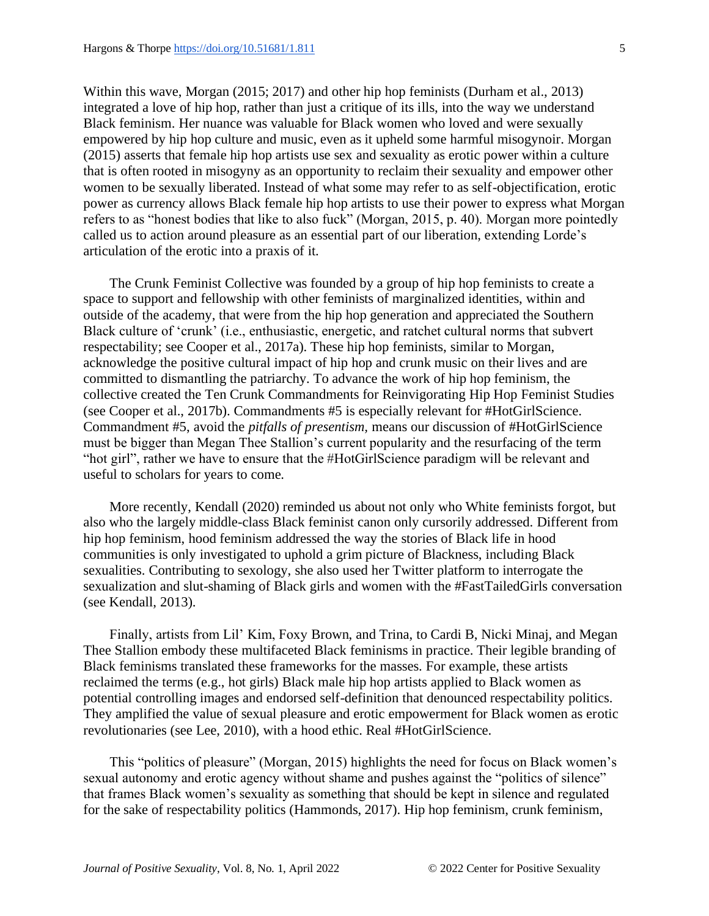Within this wave, Morgan (2015; 2017) and other hip hop feminists (Durham et al., 2013) integrated a love of hip hop, rather than just a critique of its ills, into the way we understand Black feminism. Her nuance was valuable for Black women who loved and were sexually empowered by hip hop culture and music, even as it upheld some harmful misogynoir. Morgan (2015) asserts that female hip hop artists use sex and sexuality as erotic power within a culture that is often rooted in misogyny as an opportunity to reclaim their sexuality and empower other women to be sexually liberated. Instead of what some may refer to as self-objectification, erotic power as currency allows Black female hip hop artists to use their power to express what Morgan refers to as "honest bodies that like to also fuck" (Morgan, 2015, p. 40). Morgan more pointedly called us to action around pleasure as an essential part of our liberation, extending Lorde's articulation of the erotic into a praxis of it.

The Crunk Feminist Collective was founded by a group of hip hop feminists to create a space to support and fellowship with other feminists of marginalized identities, within and outside of the academy, that were from the hip hop generation and appreciated the Southern Black culture of 'crunk' (i.e., enthusiastic, energetic, and ratchet cultural norms that subvert respectability; see Cooper et al., 2017a). These hip hop feminists, similar to Morgan, acknowledge the positive cultural impact of hip hop and crunk music on their lives and are committed to dismantling the patriarchy. To advance the work of hip hop feminism, the collective created the Ten Crunk Commandments for Reinvigorating Hip Hop Feminist Studies (see Cooper et al., 2017b). Commandments #5 is especially relevant for #HotGirlScience. Commandment #5, avoid the *pitfalls of presentism,* means our discussion of #HotGirlScience must be bigger than Megan Thee Stallion's current popularity and the resurfacing of the term "hot girl", rather we have to ensure that the #HotGirlScience paradigm will be relevant and useful to scholars for years to come.

More recently, Kendall (2020) reminded us about not only who White feminists forgot, but also who the largely middle-class Black feminist canon only cursorily addressed. Different from hip hop feminism, hood feminism addressed the way the stories of Black life in hood communities is only investigated to uphold a grim picture of Blackness, including Black sexualities. Contributing to sexology, she also used her Twitter platform to interrogate the sexualization and slut-shaming of Black girls and women with the #FastTailedGirls conversation (see Kendall, 2013).

Finally, artists from Lil' Kim, Foxy Brown, and Trina, to Cardi B, Nicki Minaj, and Megan Thee Stallion embody these multifaceted Black feminisms in practice. Their legible branding of Black feminisms translated these frameworks for the masses. For example, these artists reclaimed the terms (e.g., hot girls) Black male hip hop artists applied to Black women as potential controlling images and endorsed self-definition that denounced respectability politics. They amplified the value of sexual pleasure and erotic empowerment for Black women as erotic revolutionaries (see Lee, 2010), with a hood ethic. Real #HotGirlScience.

This "politics of pleasure" (Morgan, 2015) highlights the need for focus on Black women's sexual autonomy and erotic agency without shame and pushes against the "politics of silence" that frames Black women's sexuality as something that should be kept in silence and regulated for the sake of respectability politics (Hammonds, 2017). Hip hop feminism, crunk feminism,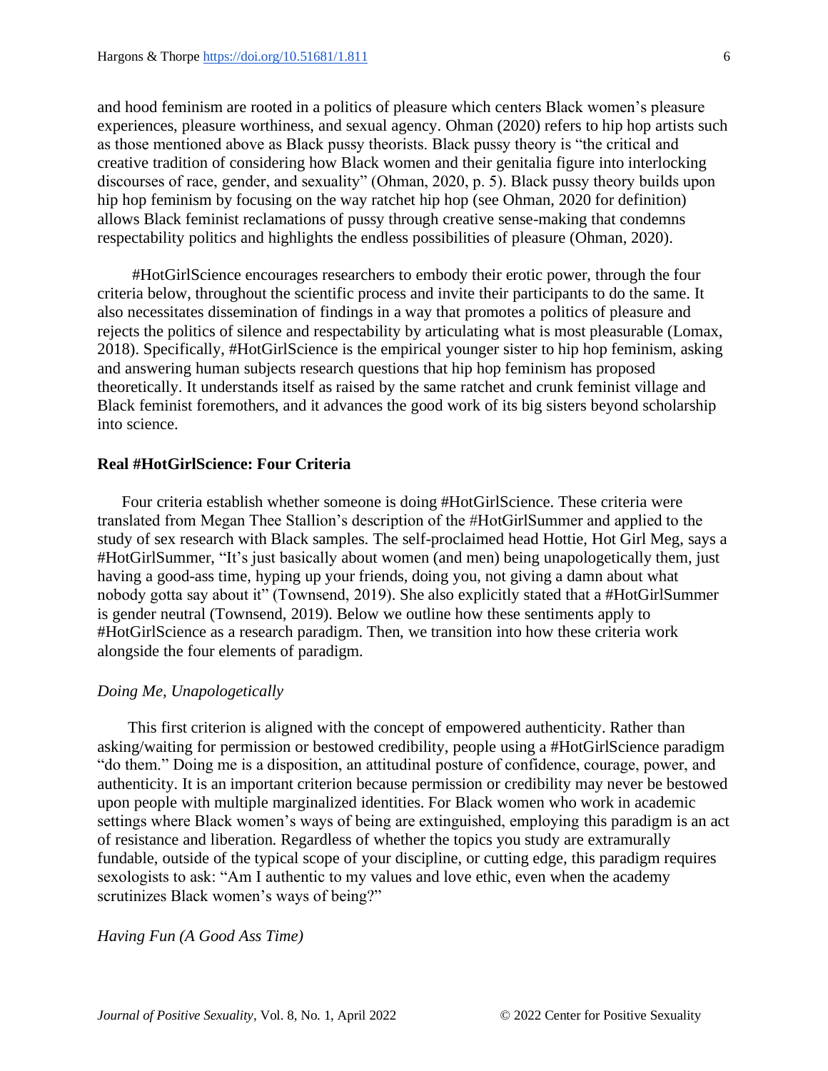and hood feminism are rooted in a politics of pleasure which centers Black women's pleasure experiences, pleasure worthiness, and sexual agency. Ohman (2020) refers to hip hop artists such as those mentioned above as Black pussy theorists. Black pussy theory is "the critical and creative tradition of considering how Black women and their genitalia figure into interlocking discourses of race, gender, and sexuality" (Ohman, 2020, p. 5). Black pussy theory builds upon hip hop feminism by focusing on the way ratchet hip hop (see Ohman, 2020 for definition) allows Black feminist reclamations of pussy through creative sense-making that condemns respectability politics and highlights the endless possibilities of pleasure (Ohman, 2020).

#HotGirlScience encourages researchers to embody their erotic power, through the four criteria below, throughout the scientific process and invite their participants to do the same. It also necessitates dissemination of findings in a way that promotes a politics of pleasure and rejects the politics of silence and respectability by articulating what is most pleasurable (Lomax, 2018). Specifically, #HotGirlScience is the empirical younger sister to hip hop feminism, asking and answering human subjects research questions that hip hop feminism has proposed theoretically. It understands itself as raised by the same ratchet and crunk feminist village and Black feminist foremothers, and it advances the good work of its big sisters beyond scholarship into science.

## Real #HotGirlScience: Four Criteria

Four criteria establish whether someone is doing #HotGirlScience. These criteria were translated from Megan Thee Stallion's description of the #HotGirlSummer and applied to the study of sex research with Black samples. The self-proclaimed head Hottie, Hot Girl Meg, says a #HotGirlSummer, "It's just basically about women (and men) being unapologetically them, just having a good-ass time, hyping up your friends, doing you, not giving a damn about what nobody gotta say about it" (Townsend, 2019). She also explicitly stated that a #HotGirlSummer is gender neutral (Townsend, 2019). Below we outline how these sentiments apply to #HotGirlScience as a research paradigm. Then, we transition into how these criteria work alongside the four elements of paradigm.

### *Doing Me, Unapologetically*

This first criterion is aligned with the concept of empowered authenticity. Rather than asking/waiting for permission or bestowed credibility, people using a #HotGirlScience paradigm "do them." Doing me is a disposition, an attitudinal posture of confidence, courage, power, and authenticity. It is an important criterion because permission or credibility may never be bestowed upon people with multiple marginalized identities. For Black women who work in academic settings where Black women's ways of being are extinguished, employing this paradigm is an act of resistance and liberation. Regardless of whether the topics you study are extramurally fundable, outside of the typical scope of your discipline, or cutting edge, this paradigm requires sexologists to ask: "Am I authentic to my values and love ethic, even when the academy scrutinizes Black women's ways of being?"

### *Having Fun (A Good Ass Time)*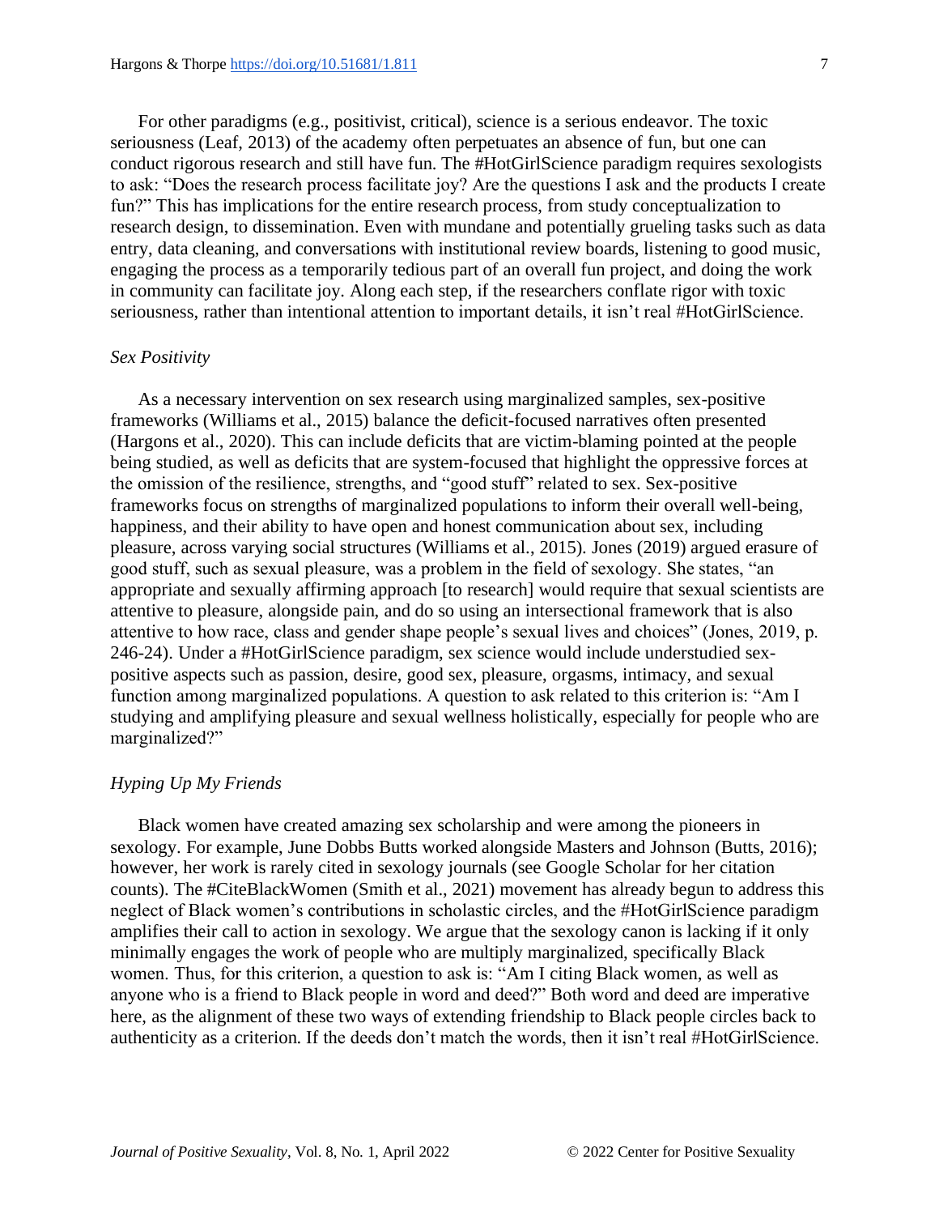For other paradigms (e.g., positivist, critical), science is a serious endeavor. The toxic seriousness (Leaf, 2013) of the academy often perpetuates an absence of fun, but one can conduct rigorous research and still have fun. The #HotGirlScience paradigm requires sexologists to ask: "Does the research process facilitate joy? Are the questions I ask and the products I create fun?" This has implications for the entire research process, from study conceptualization to research design, to dissemination. Even with mundane and potentially grueling tasks such as data entry, data cleaning, and conversations with institutional review boards, listening to good music, engaging the process as a temporarily tedious part of an overall fun project, and doing the work in community can facilitate joy. Along each step, if the researchers conflate rigor with toxic seriousness, rather than intentional attention to important details, it isn't real #HotGirlScience.

### *Sex Positivity*

As a necessary intervention on sex research using marginalized samples, sex-positive frameworks (Williams et al., 2015) balance the deficit-focused narratives often presented (Hargons et al., 2020). This can include deficits that are victim-blaming pointed at the people being studied, as well as deficits that are system-focused that highlight the oppressive forces at the omission of the resilience, strengths, and "good stuff" related to sex. Sex-positive frameworks focus on strengths of marginalized populations to inform their overall well-being, happiness, and their ability to have open and honest communication about sex, including pleasure, across varying social structures (Williams et al., 2015). Jones (2019) argued erasure of good stuff, such as sexual pleasure, was a problem in the field of sexology. She states, "an appropriate and sexually affirming approach [to research] would require that sexual scientists are attentive to pleasure, alongside pain, and do so using an intersectional framework that is also attentive to how race, class and gender shape people's sexual lives and choices" (Jones, 2019, p. 246-24). Under a #HotGirlScience paradigm, sex science would include understudied sex-positive aspects such as passion, desire, good sex, pleasure, orgasms, intimacy, and sexual function among marginalized populations. A question to ask related to this criterion is: "Am I studying and amplifying pleasure and sexual wellness holistically, especially for people who are marginalized?"

### *Hyping Up My Friends*

Black women have created amazing sex scholarship and were among the pioneers in sexology. For example, June Dobbs Butts worked alongside Masters and Johnson (Butts, 2016); however, her work is rarely cited in sexology journals (see Google Scholar for her citation counts). The #CiteBlackWomen (Smith et al., 2021) movement has already begun to address this neglect of Black women's contributions in scholastic circles, and the #HotGirlScience paradigm amplifies their call to action in sexology. We argue that the sexology canon is lacking if it only minimally engages the work of people who are multiply marginalized, specifically Black women. Thus, for this criterion, a question to ask is: "Am I citing Black women, as well as anyone who is a friend to Black people in word and deed?" Both word and deed are imperative here, as the alignment of these two ways of extending friendship to Black people circles back to authenticity as a criterion. If the deeds don't match the words, then it isn't real #HotGirlScience.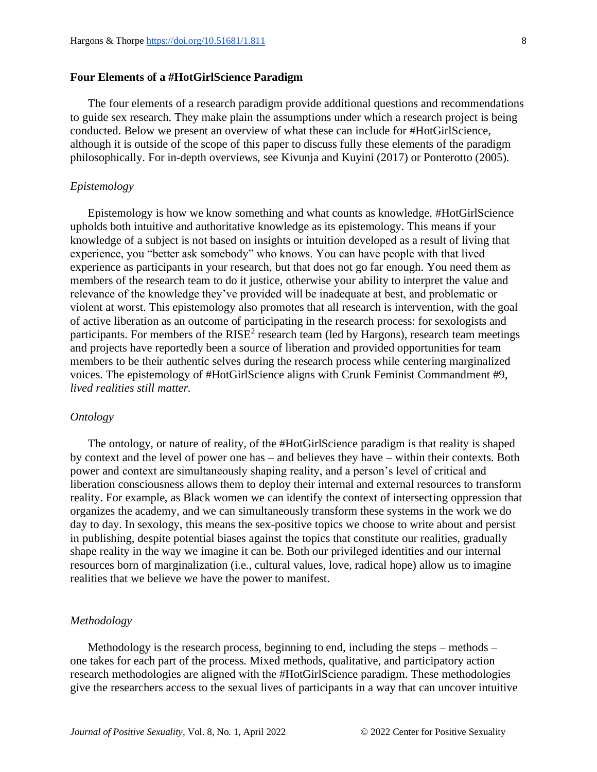## Four Elements of a #HotGirlScience Paradigm

The four elements of a research paradigm provide additional questions and recommendations to guide sex research. They make plain the assumptions under which a research project is being conducted. Below we present an overview of what these can include for #HotGirlScience, although it is outside of the scope of this paper to discuss fully these elements of the paradigm philosophically. For in-depth overviews, see Kivunja and Kuyini (2017) or Ponterotto (2005).

### *Epistemology*

Epistemology is how we know something and what counts as knowledge. #HotGirlScience upholds both intuitive and authoritative knowledge as its epistemology. This means if your knowledge of a subject is not based on insights or intuition developed as a result of living that experience, you "better ask somebody" who knows. You can have people with that lived experience as participants in your research, but that does not go far enough. You need them as members of the research team to do it justice, otherwise your ability to interpret the value and relevance of the knowledge they've provided will be inadequate at best, and problematic or violent at worst. This epistemology also promotes that all research is intervention, with the goal of active liberation as an outcome of participating in the research process: for sexologists and participants. For members of the RISE² research team (led by Hargons), research team meetings and projects have reportedly been a source of liberation and provided opportunities for team members to be their authentic selves during the research process while centering marginalized voices. The epistemology of #HotGirlScience aligns with Crunk Feminist Commandment #9, *lived realities still matter.*

### *Ontology*

The ontology, or nature of reality, of the #HotGirlScience paradigm is that reality is shaped by context and the level of power one has – and believes they have – within their contexts. Both power and context are simultaneously shaping reality, and a person's level of critical and liberation consciousness allows them to deploy their internal and external resources to transform reality. For example, as Black women we can identify the context of intersecting oppression that organizes the academy, and we can simultaneously transform these systems in the work we do day to day. In sexology, this means the sex-positive topics we choose to write about and persist in publishing, despite potential biases against the topics that constitute our realities, gradually shape reality in the way we imagine it can be. Both our privileged identities and our internal resources born of marginalization (i.e., cultural values, love, radical hope) allow us to imagine realities that we believe we have the power to manifest.

### *Methodology*

Methodology is the research process, beginning to end, including the steps – methods – one takes for each part of the process. Mixed methods, qualitative, and participatory action research methodologies are aligned with the #HotGirlScience paradigm. These methodologies give the researchers access to the sexual lives of participants in a way that can uncover intuitive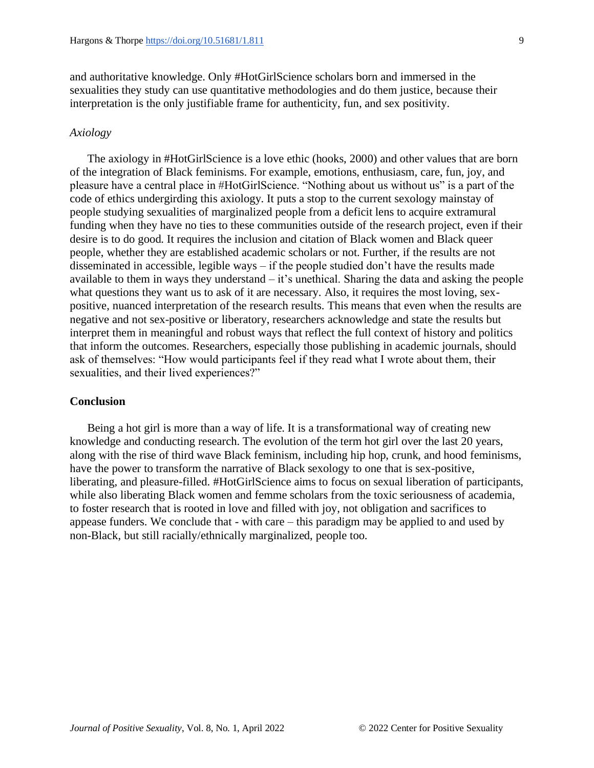and authoritative knowledge. Only #HotGirlScience scholars born and immersed in the sexualities they study can use quantitative methodologies and do them justice, because their interpretation is the only justifiable frame for authenticity, fun, and sex positivity.

### *Axiology*

The axiology in #HotGirlScience is a love ethic (hooks, 2000) and other values that are born of the integration of Black feminisms. For example, emotions, enthusiasm, care, fun, joy, and pleasure have a central place in #HotGirlScience. "Nothing about us without us" is a part of the code of ethics undergirding this axiology. It puts a stop to the current sexology mainstay of people studying sexualities of marginalized people from a deficit lens to acquire extramural funding when they have no ties to these communities outside of the research project, even if their desire is to do good. It requires the inclusion and citation of Black women and Black queer people, whether they are established academic scholars or not. Further, if the results are not disseminated in accessible, legible ways – if the people studied don't have the results made available to them in ways they understand – it's unethical. Sharing the data and asking the people what questions they want us to ask of it are necessary. Also, it requires the most loving, sex-positive, nuanced interpretation of the research results. This means that even when the results are negative and not sex-positive or liberatory, researchers acknowledge and state the results but interpret them in meaningful and robust ways that reflect the full context of history and politics that inform the outcomes. Researchers, especially those publishing in academic journals, should ask of themselves: "How would participants feel if they read what I wrote about them, their sexualities, and their lived experiences?"

## **Conclusion**

Being a hot girl is more than a way of life. It is a transformational way of creating new knowledge and conducting research. The evolution of the term hot girl over the last 20 years, along with the rise of third wave Black feminism, including hip hop, crunk, and hood feminisms, have the power to transform the narrative of Black sexology to one that is sex-positive, liberating, and pleasure-filled. #HotGirlScience aims to focus on sexual liberation of participants, while also liberating Black women and femme scholars from the toxic seriousness of academia, to foster research that is rooted in love and filled with joy, not obligation and sacrifices to appease funders. We conclude that - with care – this paradigm may be applied to and used by non-Black, but still racially/ethnically marginalized, people too.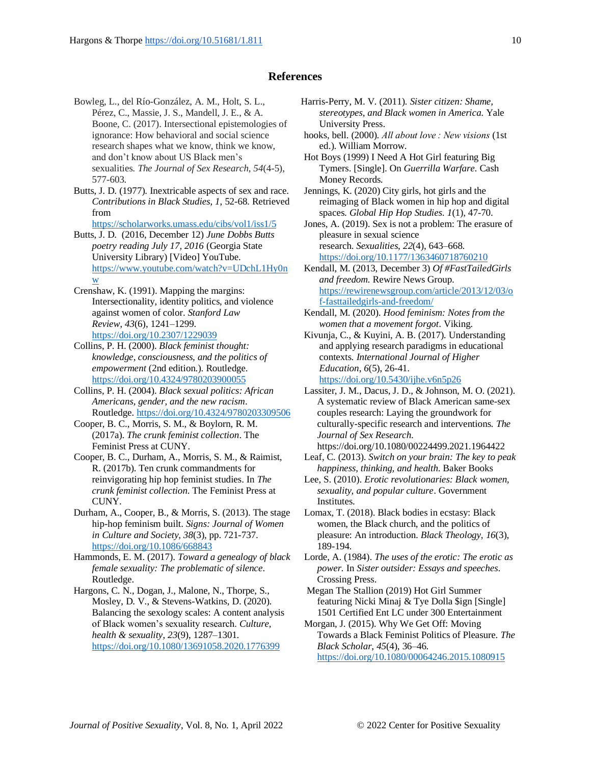## References

Bowleg, L., del Río-González, A. M., Holt, S. L., Pérez, C., Massie, J. S., Mandell, J. E., & A. Boone, C. (2017). Intersectional epistemologies of ignorance: How behavioral and social science research shapes what we know, think we know, and don't know about US Black men's sexualities. *The Journal of Sex Research*, *54*(4-5), 577-603.

Butts, J. D. (1977). Inextricable aspects of sex and race. *Contributions in Black Studies, 1*, 52-68. Retrieved from https://scholarworks.umass.edu/cibs/vol1/iss1/5

Butts, J. D. (2016, December 12) *June Dobbs Butts poetry reading July 17, 2016* (Georgia State University Library) [Video] YouTube. https://www.youtube.com/watch?v=UDchL1Hy0nw

Crenshaw, K. (1991). Mapping the margins: Intersectionality, identity politics, and violence against women of color. *Stanford Law Review*, *43*(6), 1241–1299. https://doi.org/10.2307/1229039

Collins, P. H. (2000). *Black feminist thought: knowledge, consciousness, and the politics of empowerment* (2nd edition.). Routledge. https://doi.org/10.4324/9780203900055

Collins, P. H. (2004). *Black sexual politics: African Americans, gender, and the new racism*. Routledge. https://doi.org/10.4324/9780203309506

Cooper, B. C., Morris, S. M., & Boylorn, R. M. (2017a). *The crunk feminist collection*. The Feminist Press at CUNY.

Cooper, B. C., Durham, A., Morris, S. M., & Raimist, R. (2017b). Ten crunk commandments for reinvigorating hip hop feminist studies. In *The crunk feminist collection*. The Feminist Press at CUNY.

Durham, A., Cooper, B., & Morris, S. (2013). The stage hip-hop feminism built. *Signs: Journal of Women in Culture and Society, 38*(3), pp. 721-737. https://doi.org/10.1086/668843

Hammonds, E. M. (2017). *Toward a genealogy of black female sexuality: The problematic of silence*. Routledge.

Hargons, C. N., Dogan, J., Malone, N., Thorpe, S., Mosley, D. V., & Stevens-Watkins, D. (2020). Balancing the sexology scales: A content analysis of Black women's sexuality research. *Culture, health & sexuality*, *23*(9), 1287–1301. https://doi.org/10.1080/13691058.2020.1776399

Harris-Perry, M. V. (2011). *Sister citizen: Shame, stereotypes, and Black women in America.* Yale University Press.

hooks, bell. (2000). *All about love : New visions* (1st ed.). William Morrow.

Hot Boys (1999) I Need A Hot Girl featuring Big Tymers. [Single]. On *Guerrilla Warfare*. Cash Money Records.

Jennings, K. (2020) City girls, hot girls and the reimaging of Black women in hip hop and digital spaces. *Global Hip Hop Studies*. *1*(1), 47-70.

Jones, A. (2019). Sex is not a problem: The erasure of pleasure in sexual science research. *Sexualities*, *22*(4), 643–668. https://doi.org/10.1177/1363460718760210

Kendall, M. (2013, December 3) *Of #FastTailedGirls and freedom.* Rewire News Group. https://rewirenewsgroup.com/article/2013/12/03/of-fasttailedgirls-and-freedom/

Kendall, M. (2020). *Hood feminism: Notes from the women that a movement forgot*. Viking.

Kivunja, C., & Kuyini, A. B. (2017). Understanding and applying research paradigms in educational contexts. *International Journal of Higher Education*, *6*(5), 26-41. https://doi.org/10.5430/ijhe.v6n5p26

Lassiter, J. M., Dacus, J. D., & Johnson, M. O. (2021). A systematic review of Black American same-sex couples research: Laying the groundwork for culturally-specific research and interventions. *The Journal of Sex Research*. https://doi.org/10.1080/00224499.2021.1964422

Leaf, C. (2013). *Switch on your brain: The key to peak happiness, thinking, and health*. Baker Books

Lee, S. (2010). *Erotic revolutionaries: Black women, sexuality, and popular culture*. Government Institutes.

Lomax, T. (2018). Black bodies in ecstasy: Black women, the Black church, and the politics of pleasure: An introduction. *Black Theology*, *16*(3), 189-194.

Lorde, A. (1984). *The uses of the erotic: The erotic as power.* In *Sister outsider: Essays and speeches*. Crossing Press.

Megan The Stallion (2019) Hot Girl Summer featuring Nicki Minaj & Tye Dolla $ign [Single] 1501 Certified Ent LC under 300 Entertainment

Morgan, J. (2015). Why We Get Off: Moving Towards a Black Feminist Politics of Pleasure. *The Black Scholar*, *45*(4), 36–46. https://doi.org/10.1080/00064246.2015.1080915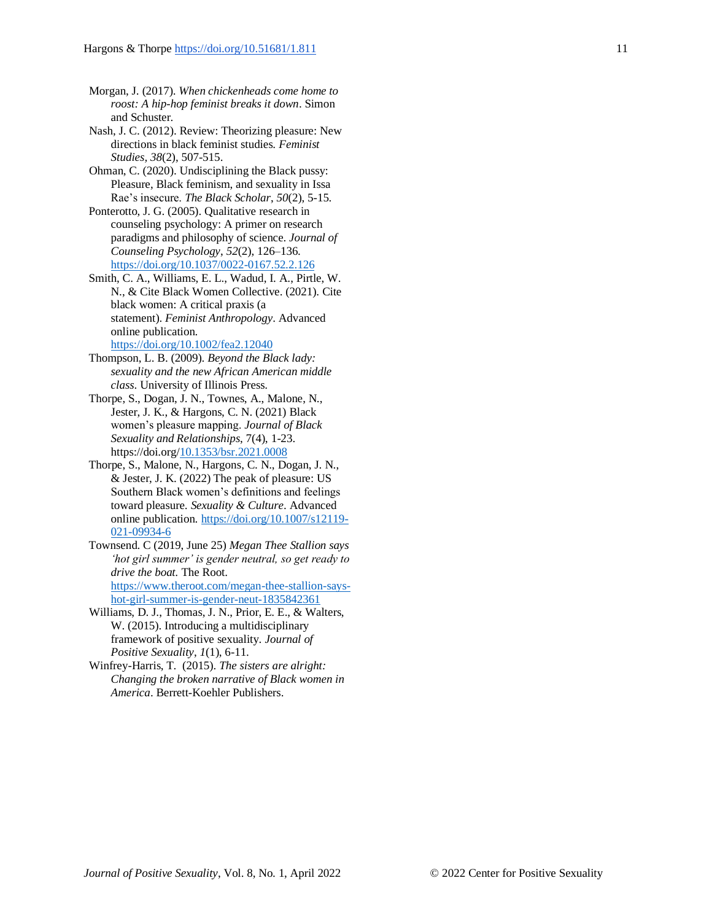Morgan, J. (2017). *When chickenheads come home to roost: A hip-hop feminist breaks it down*. Simon and Schuster.

Nash, J. C. (2012). Review: Theorizing pleasure: New directions in black feminist studies. *Feminist Studies*, *38*(2), 507-515.

Ohman, C. (2020). Undisciplining the Black pussy: Pleasure, Black feminism, and sexuality in Issa Rae's insecure. *The Black Scholar*, *50*(2), 5-15.

Ponterotto, J. G. (2005). Qualitative research in counseling psychology: A primer on research paradigms and philosophy of science. *Journal of Counseling Psychology*, *52*(2), 126–136. https://doi.org/10.1037/0022-0167.52.2.126

Smith, C. A., Williams, E. L., Wadud, I. A., Pirtle, W. N., & Cite Black Women Collective. (2021). Cite black women: A critical praxis (a statement). *Feminist Anthropology*. Advanced online publication. https://doi.org/10.1002/fea2.12040

Thompson, L. B. (2009). *Beyond the Black lady: sexuality and the new African American middle class*. University of Illinois Press.

Thorpe, S., Dogan, J. N., Townes, A., Malone, N., Jester, J. K., & Hargons, C. N. (2021) Black women's pleasure mapping. *Journal of Black Sexuality and Relationships*, 7(4), 1-23. https://doi.org/10.1353/bsr.2021.0008

Thorpe, S., Malone, N., Hargons, C. N., Dogan, J. N., & Jester, J. K. (2022) The peak of pleasure: US Southern Black women's definitions and feelings toward pleasure. *Sexuality & Culture*. Advanced online publication. https://doi.org/10.1007/s12119-021-09934-6

Townsend. C (2019, June 25) *Megan Thee Stallion says 'hot girl summer' is gender neutral, so get ready to drive the boat.* The Root. https://www.theroot.com/megan-thee-stallion-says-hot-girl-summer-is-gender-neut-1835842361

Williams, D. J., Thomas, J. N., Prior, E. E., & Walters, W. (2015). Introducing a multidisciplinary framework of positive sexuality. *Journal of Positive Sexuality*, *1*(1), 6-11.

Winfrey-Harris, T. (2015). *The sisters are alright: Changing the broken narrative of Black women in America*. Berrett-Koehler Publishers.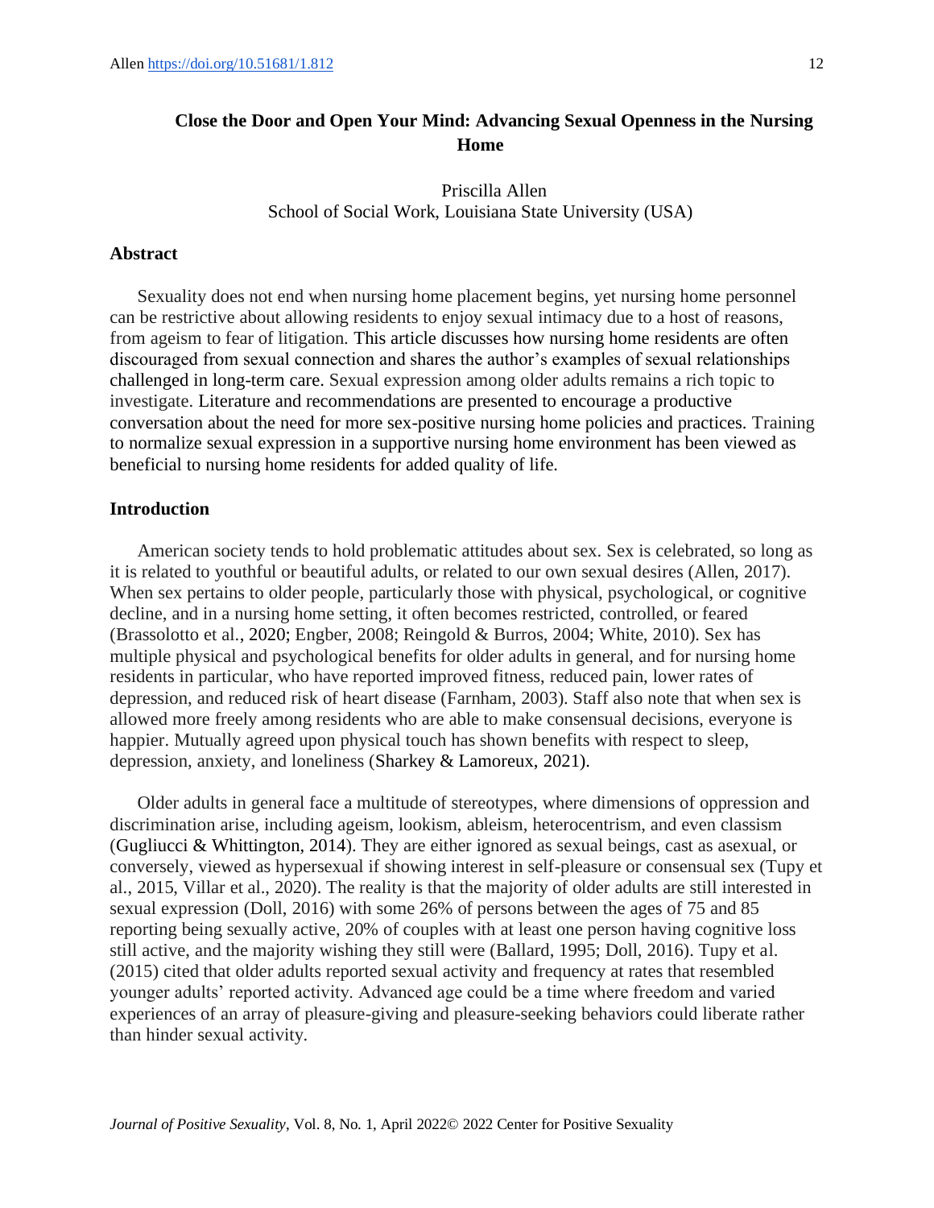# Close the Door and Open Your Mind: Advancing Sexual Openness in the Nursing Home

Priscilla Allen
School of Social Work, Louisiana State University (USA)

## Abstract

Sexuality does not end when nursing home placement begins, yet nursing home personnel can be restrictive about allowing residents to enjoy sexual intimacy due to a host of reasons, from ageism to fear of litigation. This article discusses how nursing home residents are often discouraged from sexual connection and shares the author's examples of sexual relationships challenged in long-term care. Sexual expression among older adults remains a rich topic to investigate. Literature and recommendations are presented to encourage a productive conversation about the need for more sex-positive nursing home policies and practices. Training to normalize sexual expression in a supportive nursing home environment has been viewed as beneficial to nursing home residents for added quality of life.

## Introduction

American society tends to hold problematic attitudes about sex. Sex is celebrated, so long as it is related to youthful or beautiful adults, or related to our own sexual desires (Allen, 2017). When sex pertains to older people, particularly those with physical, psychological, or cognitive decline, and in a nursing home setting, it often becomes restricted, controlled, or feared (Brassolotto et al., 2020; Engber, 2008; Reingold & Burros, 2004; White, 2010). Sex has multiple physical and psychological benefits for older adults in general, and for nursing home residents in particular, who have reported improved fitness, reduced pain, lower rates of depression, and reduced risk of heart disease (Farnham, 2003). Staff also note that when sex is allowed more freely among residents who are able to make consensual decisions, everyone is happier. Mutually agreed upon physical touch has shown benefits with respect to sleep, depression, anxiety, and loneliness (Sharkey & Lamoreux, 2021).

Older adults in general face a multitude of stereotypes, where dimensions of oppression and discrimination arise, including ageism, lookism, ableism, heterocentrism, and even classism (Gugliucci & Whittington, 2014). They are either ignored as sexual beings, cast as asexual, or conversely, viewed as hypersexual if showing interest in self-pleasure or consensual sex (Tupy et al., 2015, Villar et al., 2020). The reality is that the majority of older adults are still interested in sexual expression (Doll, 2016) with some 26% of persons between the ages of 75 and 85 reporting being sexually active, 20% of couples with at least one person having cognitive loss still active, and the majority wishing they still were (Ballard, 1995; Doll, 2016). Tupy et al. (2015) cited that older adults reported sexual activity and frequency at rates that resembled younger adults' reported activity. Advanced age could be a time where freedom and varied experiences of an array of pleasure-giving and pleasure-seeking behaviors could liberate rather than hinder sexual activity.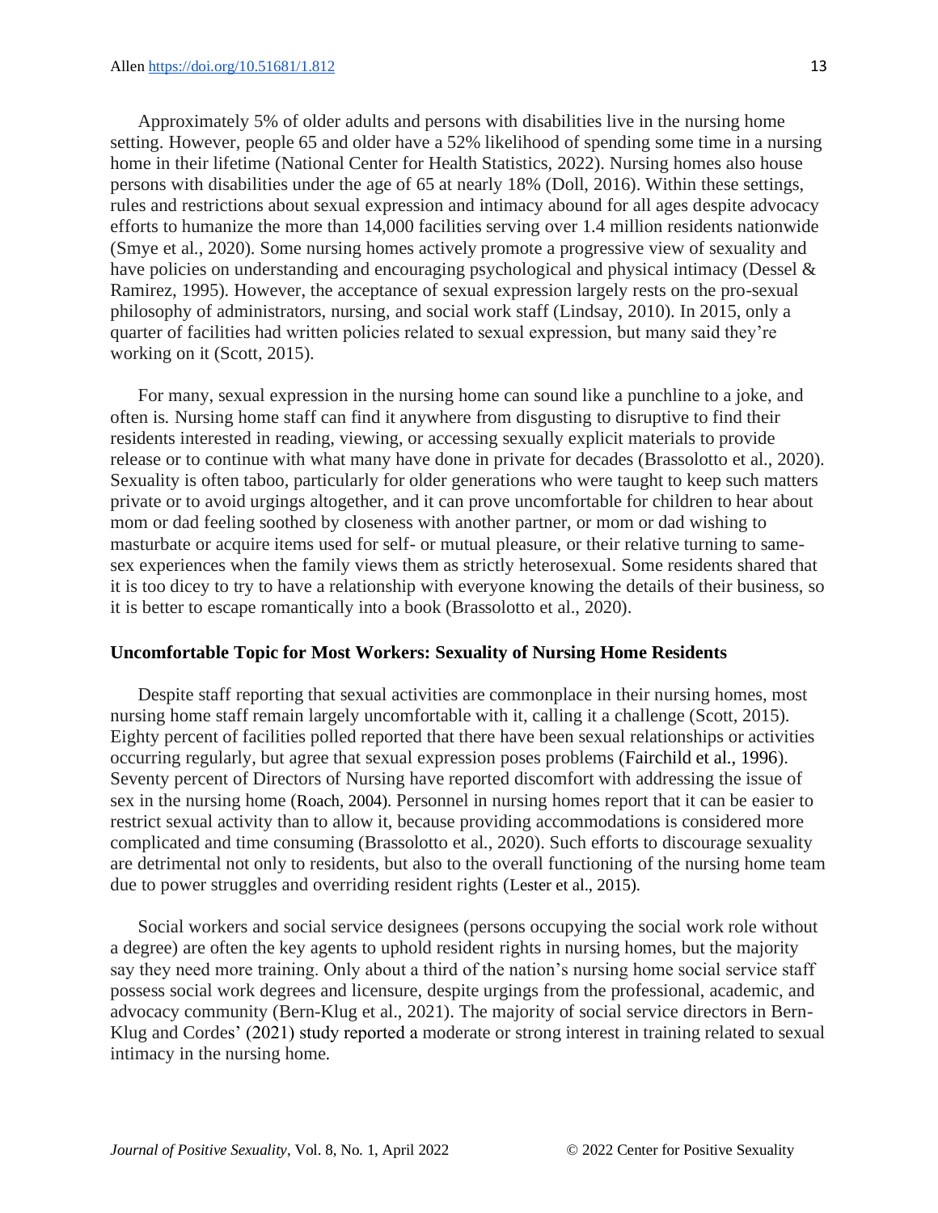Approximately 5% of older adults and persons with disabilities live in the nursing home setting. However, people 65 and older have a 52% likelihood of spending some time in a nursing home in their lifetime (National Center for Health Statistics, 2022). Nursing homes also house persons with disabilities under the age of 65 at nearly 18% (Doll, 2016). Within these settings, rules and restrictions about sexual expression and intimacy abound for all ages despite advocacy efforts to humanize the more than 14,000 facilities serving over 1.4 million residents nationwide (Smye et al., 2020). Some nursing homes actively promote a progressive view of sexuality and have policies on understanding and encouraging psychological and physical intimacy (Dessel & Ramirez, 1995). However, the acceptance of sexual expression largely rests on the pro-sexual philosophy of administrators, nursing, and social work staff (Lindsay, 2010). In 2015, only a quarter of facilities had written policies related to sexual expression, but many said they're working on it (Scott, 2015).

For many, sexual expression in the nursing home can sound like a punchline to a joke, and often is. Nursing home staff can find it anywhere from disgusting to disruptive to find their residents interested in reading, viewing, or accessing sexually explicit materials to provide release or to continue with what many have done in private for decades (Brassolotto et al., 2020). Sexuality is often taboo, particularly for older generations who were taught to keep such matters private or to avoid urgings altogether, and it can prove uncomfortable for children to hear about mom or dad feeling soothed by closeness with another partner, or mom or dad wishing to masturbate or acquire items used for self- or mutual pleasure, or their relative turning to same-sex experiences when the family views them as strictly heterosexual. Some residents shared that it is too dicey to try to have a relationship with everyone knowing the details of their business, so it is better to escape romantically into a book (Brassolotto et al., 2020).

## Uncomfortable Topic for Most Workers: Sexuality of Nursing Home Residents

Despite staff reporting that sexual activities are commonplace in their nursing homes, most nursing home staff remain largely uncomfortable with it, calling it a challenge (Scott, 2015). Eighty percent of facilities polled reported that there have been sexual relationships or activities occurring regularly, but agree that sexual expression poses problems (Fairchild et al., 1996). Seventy percent of Directors of Nursing have reported discomfort with addressing the issue of sex in the nursing home (Roach, 2004). Personnel in nursing homes report that it can be easier to restrict sexual activity than to allow it, because providing accommodations is considered more complicated and time consuming (Brassolotto et al., 2020). Such efforts to discourage sexuality are detrimental not only to residents, but also to the overall functioning of the nursing home team due to power struggles and overriding resident rights (Lester et al., 2015).

Social workers and social service designees (persons occupying the social work role without a degree) are often the key agents to uphold resident rights in nursing homes, but the majority say they need more training. Only about a third of the nation's nursing home social service staff possess social work degrees and licensure, despite urgings from the professional, academic, and advocacy community (Bern-Klug et al., 2021). The majority of social service directors in Bern-Klug and Cordes' (2021) study reported a moderate or strong interest in training related to sexual intimacy in the nursing home.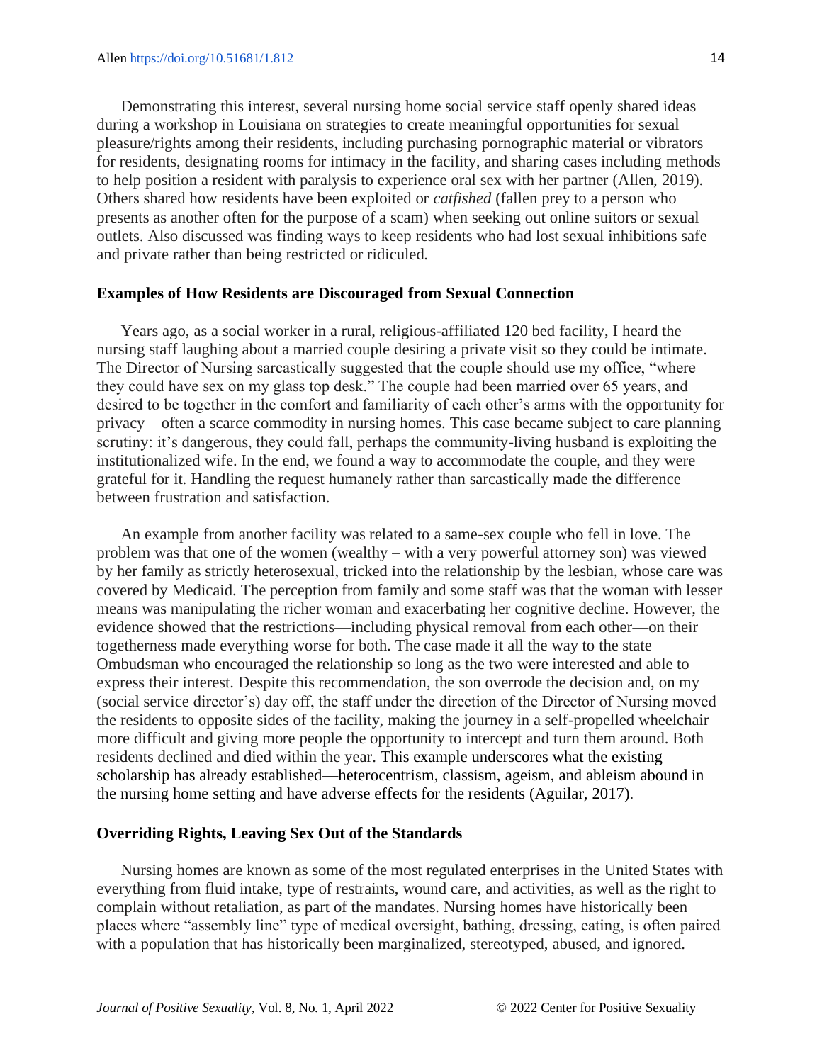Demonstrating this interest, several nursing home social service staff openly shared ideas during a workshop in Louisiana on strategies to create meaningful opportunities for sexual pleasure/rights among their residents, including purchasing pornographic material or vibrators for residents, designating rooms for intimacy in the facility, and sharing cases including methods to help position a resident with paralysis to experience oral sex with her partner (Allen, 2019). Others shared how residents have been exploited or *catfished* (fallen prey to a person who presents as another often for the purpose of a scam) when seeking out online suitors or sexual outlets. Also discussed was finding ways to keep residents who had lost sexual inhibitions safe and private rather than being restricted or ridiculed.

### Examples of How Residents are Discouraged from Sexual Connection

Years ago, as a social worker in a rural, religious-affiliated 120 bed facility, I heard the nursing staff laughing about a married couple desiring a private visit so they could be intimate. The Director of Nursing sarcastically suggested that the couple should use my office, "where they could have sex on my glass top desk." The couple had been married over 65 years, and desired to be together in the comfort and familiarity of each other's arms with the opportunity for privacy – often a scarce commodity in nursing homes. This case became subject to care planning scrutiny: it's dangerous, they could fall, perhaps the community-living husband is exploiting the institutionalized wife. In the end, we found a way to accommodate the couple, and they were grateful for it. Handling the request humanely rather than sarcastically made the difference between frustration and satisfaction.

An example from another facility was related to a same-sex couple who fell in love. The problem was that one of the women (wealthy – with a very powerful attorney son) was viewed by her family as strictly heterosexual, tricked into the relationship by the lesbian, whose care was covered by Medicaid. The perception from family and some staff was that the woman with lesser means was manipulating the richer woman and exacerbating her cognitive decline. However, the evidence showed that the restrictions—including physical removal from each other—on their togetherness made everything worse for both. The case made it all the way to the state Ombudsman who encouraged the relationship so long as the two were interested and able to express their interest. Despite this recommendation, the son overrode the decision and, on my (social service director's) day off, the staff under the direction of the Director of Nursing moved the residents to opposite sides of the facility, making the journey in a self-propelled wheelchair more difficult and giving more people the opportunity to intercept and turn them around. Both residents declined and died within the year. This example underscores what the existing scholarship has already established—heterocentrism, classism, ageism, and ableism abound in the nursing home setting and have adverse effects for the residents (Aguilar, 2017).

### Overriding Rights, Leaving Sex Out of the Standards

Nursing homes are known as some of the most regulated enterprises in the United States with everything from fluid intake, type of restraints, wound care, and activities, as well as the right to complain without retaliation, as part of the mandates. Nursing homes have historically been places where "assembly line" type of medical oversight, bathing, dressing, eating, is often paired with a population that has historically been marginalized, stereotyped, abused, and ignored.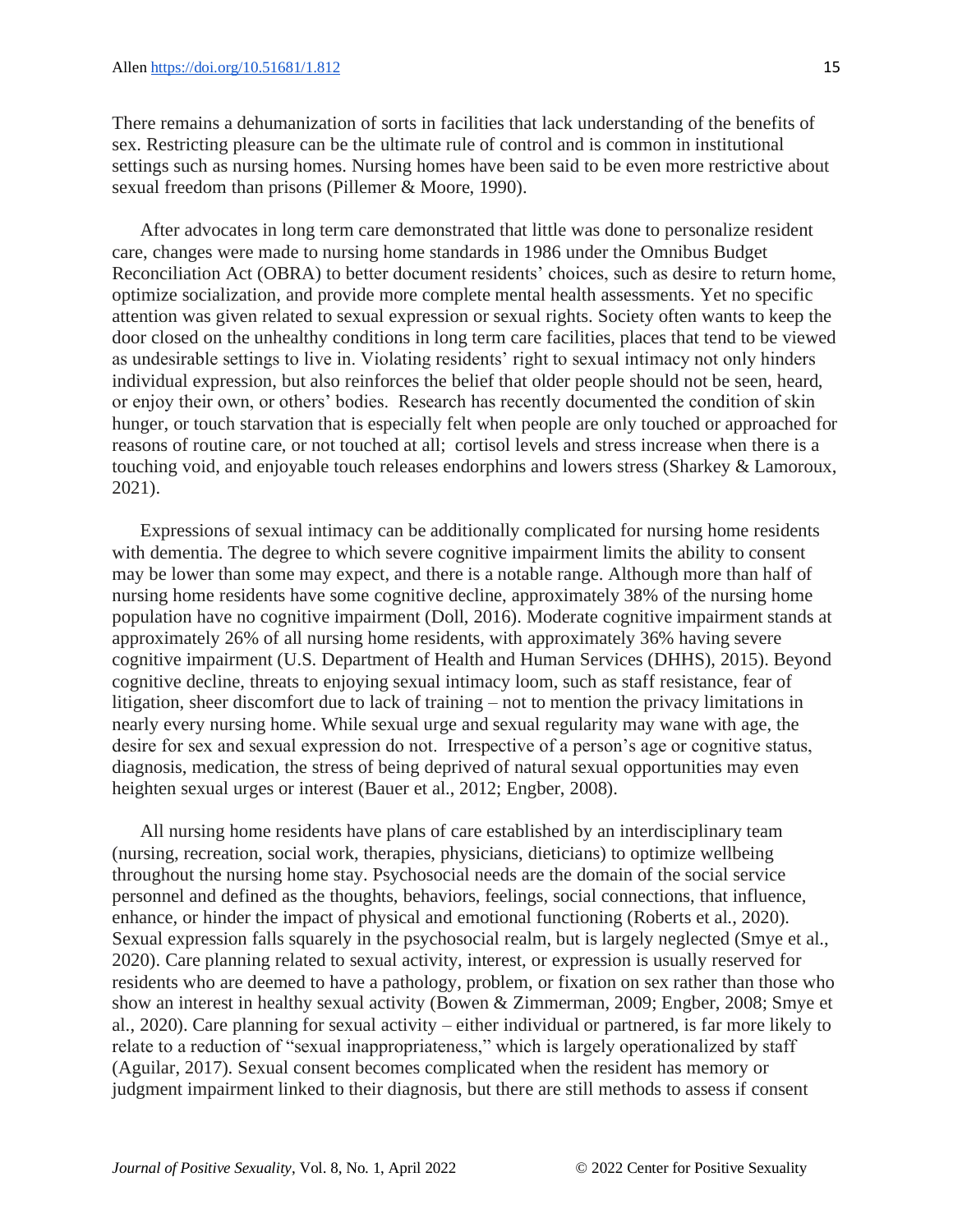There remains a dehumanization of sorts in facilities that lack understanding of the benefits of sex. Restricting pleasure can be the ultimate rule of control and is common in institutional settings such as nursing homes. Nursing homes have been said to be even more restrictive about sexual freedom than prisons (Pillemer & Moore, 1990).

After advocates in long term care demonstrated that little was done to personalize resident care, changes were made to nursing home standards in 1986 under the Omnibus Budget Reconciliation Act (OBRA) to better document residents' choices, such as desire to return home, optimize socialization, and provide more complete mental health assessments. Yet no specific attention was given related to sexual expression or sexual rights. Society often wants to keep the door closed on the unhealthy conditions in long term care facilities, places that tend to be viewed as undesirable settings to live in. Violating residents' right to sexual intimacy not only hinders individual expression, but also reinforces the belief that older people should not be seen, heard, or enjoy their own, or others' bodies. Research has recently documented the condition of skin hunger, or touch starvation that is especially felt when people are only touched or approached for reasons of routine care, or not touched at all; cortisol levels and stress increase when there is a touching void, and enjoyable touch releases endorphins and lowers stress (Sharkey & Lamoroux, 2021).

Expressions of sexual intimacy can be additionally complicated for nursing home residents with dementia. The degree to which severe cognitive impairment limits the ability to consent may be lower than some may expect, and there is a notable range. Although more than half of nursing home residents have some cognitive decline, approximately 38% of the nursing home population have no cognitive impairment (Doll, 2016). Moderate cognitive impairment stands at approximately 26% of all nursing home residents, with approximately 36% having severe cognitive impairment (U.S. Department of Health and Human Services (DHHS), 2015). Beyond cognitive decline, threats to enjoying sexual intimacy loom, such as staff resistance, fear of litigation, sheer discomfort due to lack of training – not to mention the privacy limitations in nearly every nursing home. While sexual urge and sexual regularity may wane with age, the desire for sex and sexual expression do not. Irrespective of a person's age or cognitive status, diagnosis, medication, the stress of being deprived of natural sexual opportunities may even heighten sexual urges or interest (Bauer et al., 2012; Engber, 2008).

All nursing home residents have plans of care established by an interdisciplinary team (nursing, recreation, social work, therapies, physicians, dieticians) to optimize wellbeing throughout the nursing home stay. Psychosocial needs are the domain of the social service personnel and defined as the thoughts, behaviors, feelings, social connections, that influence, enhance, or hinder the impact of physical and emotional functioning (Roberts et al., 2020). Sexual expression falls squarely in the psychosocial realm, but is largely neglected (Smye et al., 2020). Care planning related to sexual activity, interest, or expression is usually reserved for residents who are deemed to have a pathology, problem, or fixation on sex rather than those who show an interest in healthy sexual activity (Bowen & Zimmerman, 2009; Engber, 2008; Smye et al., 2020). Care planning for sexual activity – either individual or partnered, is far more likely to relate to a reduction of "sexual inappropriateness," which is largely operationalized by staff (Aguilar, 2017). Sexual consent becomes complicated when the resident has memory or judgment impairment linked to their diagnosis, but there are still methods to assess if consent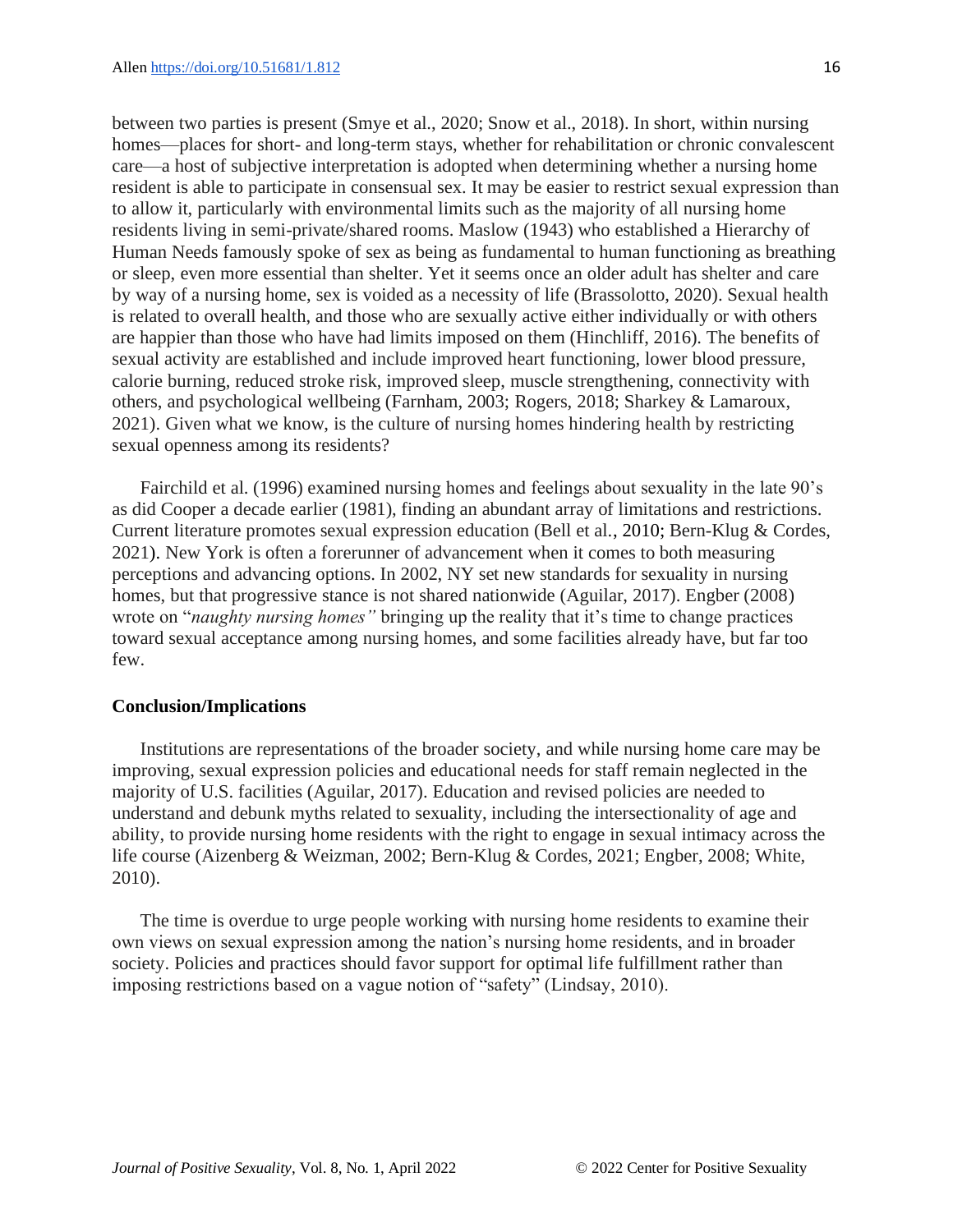between two parties is present (Smye et al., 2020; Snow et al., 2018). In short, within nursing homes—places for short- and long-term stays, whether for rehabilitation or chronic convalescent care—a host of subjective interpretation is adopted when determining whether a nursing home resident is able to participate in consensual sex. It may be easier to restrict sexual expression than to allow it, particularly with environmental limits such as the majority of all nursing home residents living in semi-private/shared rooms. Maslow (1943) who established a Hierarchy of Human Needs famously spoke of sex as being as fundamental to human functioning as breathing or sleep, even more essential than shelter. Yet it seems once an older adult has shelter and care by way of a nursing home, sex is voided as a necessity of life (Brassolotto, 2020). Sexual health is related to overall health, and those who are sexually active either individually or with others are happier than those who have had limits imposed on them (Hinchliff, 2016). The benefits of sexual activity are established and include improved heart functioning, lower blood pressure, calorie burning, reduced stroke risk, improved sleep, muscle strengthening, connectivity with others, and psychological wellbeing (Farnham, 2003; Rogers, 2018; Sharkey & Lamaroux, 2021). Given what we know, is the culture of nursing homes hindering health by restricting sexual openness among its residents?

Fairchild et al. (1996) examined nursing homes and feelings about sexuality in the late 90's as did Cooper a decade earlier (1981), finding an abundant array of limitations and restrictions. Current literature promotes sexual expression education (Bell et al., 2010; Bern-Klug & Cordes, 2021). New York is often a forerunner of advancement when it comes to both measuring perceptions and advancing options. In 2002, NY set new standards for sexuality in nursing homes, but that progressive stance is not shared nationwide (Aguilar, 2017). Engber (2008) wrote on "*naughty nursing homes"* bringing up the reality that it's time to change practices toward sexual acceptance among nursing homes, and some facilities already have, but far too few.

**Conclusion/Implications**

Institutions are representations of the broader society, and while nursing home care may be improving, sexual expression policies and educational needs for staff remain neglected in the majority of U.S. facilities (Aguilar, 2017). Education and revised policies are needed to understand and debunk myths related to sexuality, including the intersectionality of age and ability, to provide nursing home residents with the right to engage in sexual intimacy across the life course (Aizenberg & Weizman, 2002; Bern-Klug & Cordes, 2021; Engber, 2008; White, 2010).

The time is overdue to urge people working with nursing home residents to examine their own views on sexual expression among the nation's nursing home residents, and in broader society. Policies and practices should favor support for optimal life fulfillment rather than imposing restrictions based on a vague notion of "safety" (Lindsay, 2010).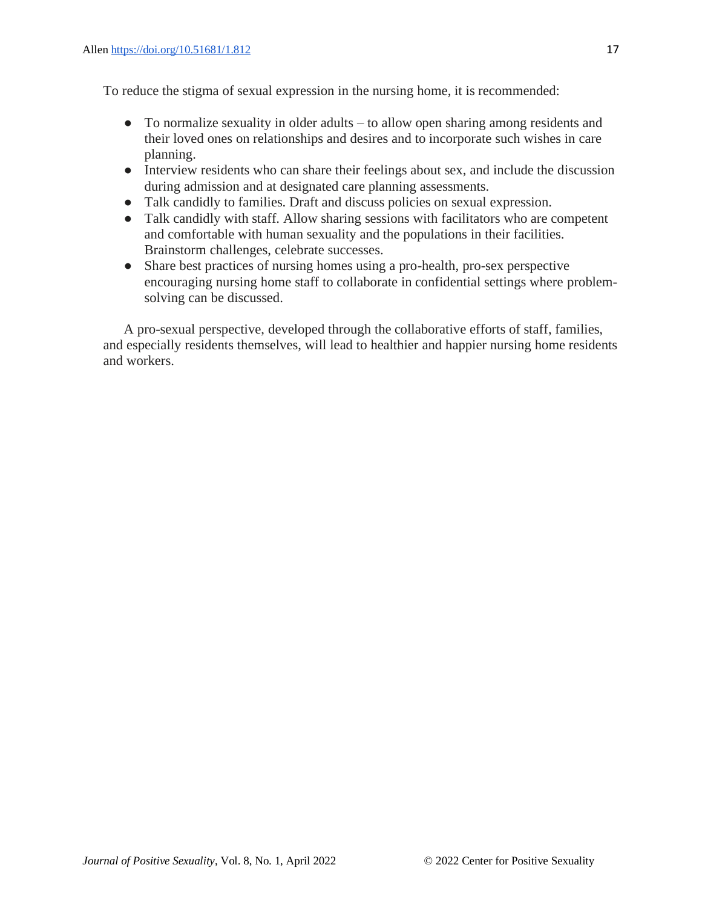To reduce the stigma of sexual expression in the nursing home, it is recommended:

- To normalize sexuality in older adults – to allow open sharing among residents and their loved ones on relationships and desires and to incorporate such wishes in care planning.
- Interview residents who can share their feelings about sex, and include the discussion during admission and at designated care planning assessments.
- Talk candidly to families. Draft and discuss policies on sexual expression.
- Talk candidly with staff. Allow sharing sessions with facilitators who are competent and comfortable with human sexuality and the populations in their facilities. Brainstorm challenges, celebrate successes.
- Share best practices of nursing homes using a pro-health, pro-sex perspective encouraging nursing home staff to collaborate in confidential settings where problem-solving can be discussed.

A pro-sexual perspective, developed through the collaborative efforts of staff, families, and especially residents themselves, will lead to healthier and happier nursing home residents and workers.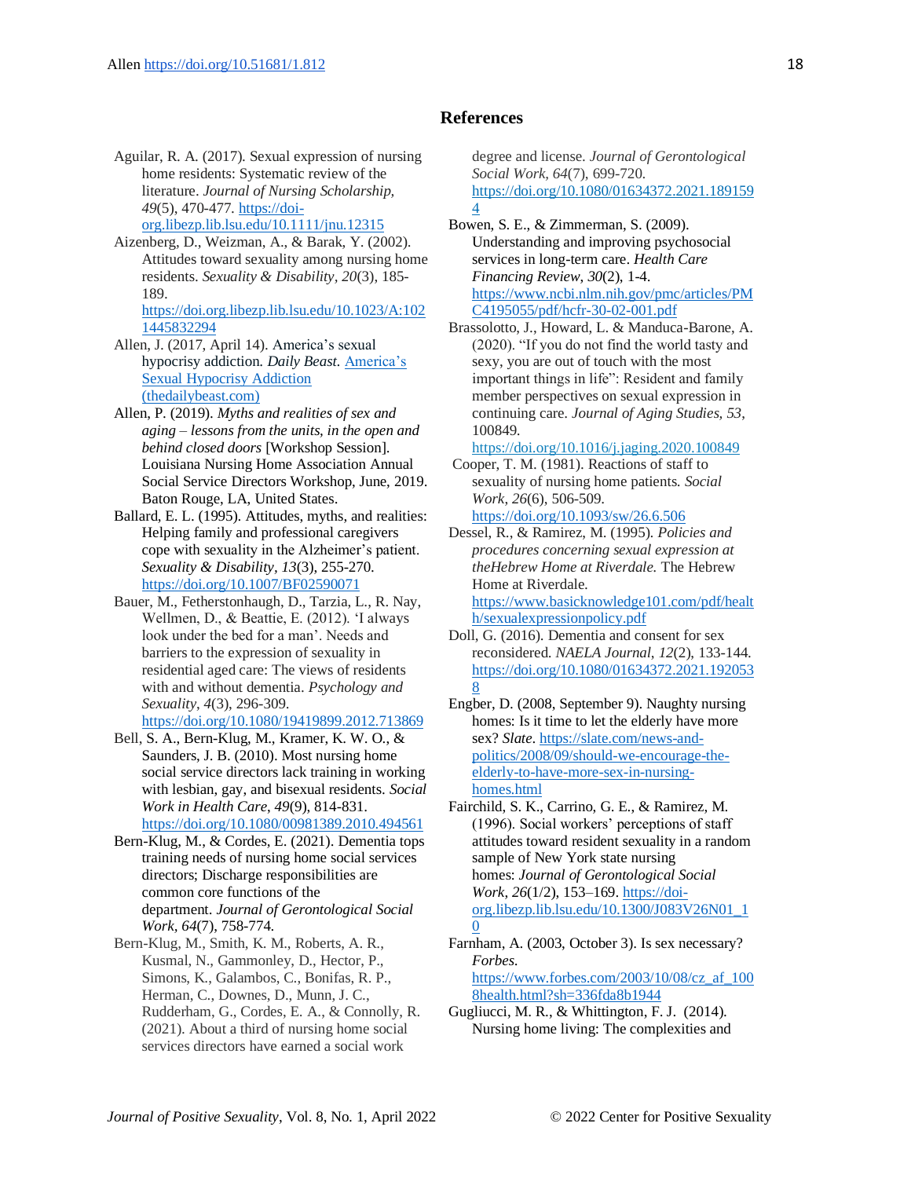## References

Aguilar, R. A. (2017). Sexual expression of nursing home residents: Systematic review of the literature. *Journal of Nursing Scholarship, 49*(5), 470-477. https://doi-org.libezp.lib.lsu.edu/10.1111/jnu.12315

Aizenberg, D., Weizman, A., & Barak, Y. (2002). Attitudes toward sexuality among nursing home residents. *Sexuality & Disability, 20*(3), 185-189. https://doi.org.libezp.lib.lsu.edu/10.1023/A:1021445832294

Allen, J. (2017, April 14). America's sexual hypocrisy addiction. *Daily Beast.* America's Sexual Hypocrisy Addiction (thedailybeast.com)

Allen, P. (2019). *Myths and realities of sex and aging – lessons from the units, in the open and behind closed doors* [Workshop Session]. Louisiana Nursing Home Association Annual Social Service Directors Workshop, June, 2019. Baton Rouge, LA, United States.

Ballard, E. L. (1995). Attitudes, myths, and realities: Helping family and professional caregivers cope with sexuality in the Alzheimer's patient. *Sexuality & Disability*, *13*(3), 255-270. https://doi.org/10.1007/BF02590071

Bauer, M., Fetherstonhaugh, D., Tarzia, L., R. Nay, Wellmen, D., & Beattie, E. (2012). 'I always look under the bed for a man'. Needs and barriers to the expression of sexuality in residential aged care: The views of residents with and without dementia. *Psychology and Sexuality*, *4*(3), 296-309. https://doi.org/10.1080/19419899.2012.713869

Bell, S. A., Bern-Klug, M., Kramer, K. W. O., & Saunders, J. B. (2010). Most nursing home social service directors lack training in working with lesbian, gay, and bisexual residents. *Social Work in Health Care*, *49*(9), 814-831. https://doi.org/10.1080/00981389.2010.494561

Bern-Klug, M., & Cordes, E. (2021). Dementia tops training needs of nursing home social services directors; Discharge responsibilities are common core functions of the department. *Journal of Gerontological Social Work*, *64*(7), 758-774.

Bern-Klug, M., Smith, K. M., Roberts, A. R., Kusmal, N., Gammonley, D., Hector, P., Simons, K., Galambos, C., Bonifas, R. P., Herman, C., Downes, D., Munn, J. C., Rudderham, G., Cordes, E. A., & Connolly, R. (2021). About a third of nursing home social services directors have earned a social work degree and license. *Journal of Gerontological Social Work, 64*(7), 699-720. https://doi.org/10.1080/01634372.2021.1891594

Bowen, S. E., & Zimmerman, S. (2009). Understanding and improving psychosocial services in long-term care. *Health Care Financing Review*, *30*(2), 1-4. https://www.ncbi.nlm.nih.gov/pmc/articles/PMC4195055/pdf/hcfr-30-02-001.pdf

Brassolotto, J., Howard, L. & Manduca-Barone, A. (2020). "If you do not find the world tasty and sexy, you are out of touch with the most important things in life": Resident and family member perspectives on sexual expression in continuing care. *Journal of Aging Studies, 53*, 100849. https://doi.org/10.1016/j.jaging.2020.100849

Cooper, T. M. (1981). Reactions of staff to sexuality of nursing home patients. *Social Work*, *26*(6), 506-509. https://doi.org/10.1093/sw/26.6.506

Dessel, R., & Ramirez, M. (1995). *Policies and procedures concerning sexual expression at theHebrew Home at Riverdale.* The Hebrew Home at Riverdale. https://www.basicknowledge101.com/pdf/health/sexualexpressionpolicy.pdf

Doll, G. (2016). Dementia and consent for sex reconsidered. *NAELA Journal*, *12*(2), 133-144. https://doi.org/10.1080/01634372.2021.1920538

Engber, D. (2008, September 9). Naughty nursing homes: Is it time to let the elderly have more sex? *Slate*. https://slate.com/news-and-politics/2008/09/should-we-encourage-the-elderly-to-have-more-sex-in-nursing-homes.html

Fairchild, S. K., Carrino, G. E., & Ramirez, M. (1996). Social workers' perceptions of staff attitudes toward resident sexuality in a random sample of New York state nursing homes: *Journal of Gerontological Social Work*, *26*(1/2), 153–169. https://doi-org.libezp.lib.lsu.edu/10.1300/J083V26N01_10

Farnham, A. (2003, October 3). Is sex necessary? *Forbes*. https://www.forbes.com/2003/10/08/cz_af_1008health.html?sh=336fda8b1944

Gugliucci, M. R., & Whittington, F. J. (2014). Nursing home living: The complexities and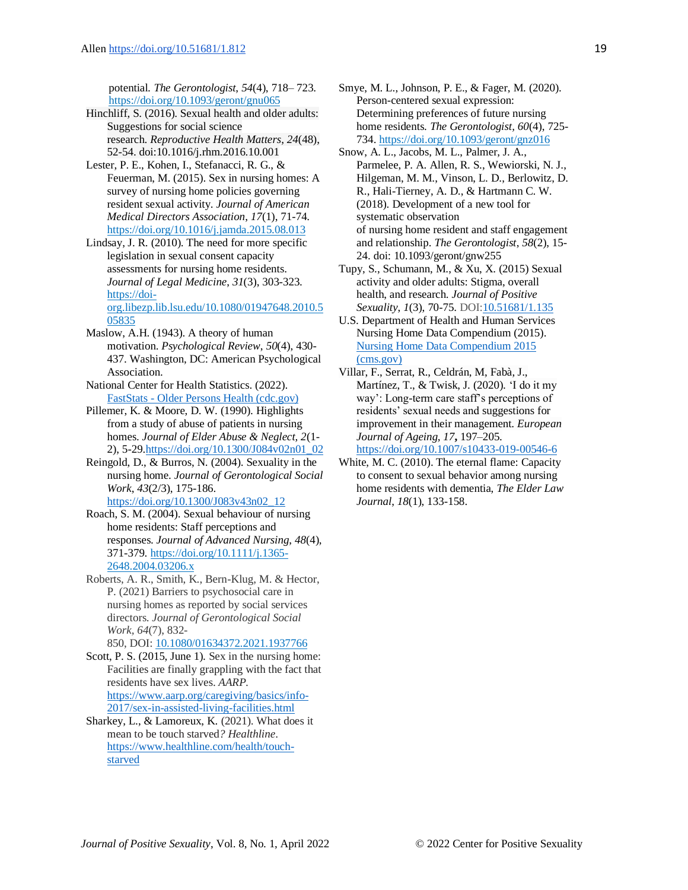potential. *The Gerontologist*, *54*(4), 718– 723. https://doi.org/10.1093/geront/gnu065

Hinchliff, S. (2016). Sexual health and older adults: Suggestions for social science research. *Reproductive Health Matters*, *24*(48), 52-54. doi:10.1016/j.rhm.2016.10.001

Lester, P. E., Kohen, I., Stefanacci, R. G., & Feuerman, M. (2015). Sex in nursing homes: A survey of nursing home policies governing resident sexual activity. *Journal of American Medical Directors Association*, *17*(1), 71-74. https://doi.org/10.1016/j.jamda.2015.08.013

Lindsay, J. R. (2010). The need for more specific legislation in sexual consent capacity assessments for nursing home residents. *Journal of Legal Medicine*, *31*(3), 303-323. https://doi-org.libezp.lib.lsu.edu/10.1080/01947648.2010.505835

Maslow, A.H. (1943). A theory of human motivation. *Psychological Review*, *50*(4), 430-437. Washington, DC: American Psychological Association.

National Center for Health Statistics. (2022). FastStats - Older Persons Health (cdc.gov)

Pillemer, K. & Moore, D. W. (1990). Highlights from a study of abuse of patients in nursing homes. *Journal of Elder Abuse & Neglect, 2*(1-2), 5-29.https://doi.org/10.1300/J084v02n01_02

Reingold, D., & Burros, N. (2004). Sexuality in the nursing home. *Journal of Gerontological Social Work*, *43*(2/3), 175-186. https://doi.org/10.1300/J083v43n02_12

Roach, S. M. (2004). Sexual behaviour of nursing home residents: Staff perceptions and responses. *Journal of Advanced Nursing*, *48*(4), 371-379. https://doi.org/10.1111/j.1365-2648.2004.03206.x

Roberts, A. R., Smith, K., Bern-Klug, M. & Hector, P. (2021) Barriers to psychosocial care in nursing homes as reported by social services directors. *Journal of Gerontological Social Work*, *64*(7), 832-850, DOI: 10.1080/01634372.2021.1937766

Scott, P. S. (2015, June 1). Sex in the nursing home: Facilities are finally grappling with the fact that residents have sex lives. *AARP*. https://www.aarp.org/caregiving/basics/info-2017/sex-in-assisted-living-facilities.html

Sharkey, L., & Lamoreux, K. (2021). What does it mean to be touch starved*? Healthline*. https://www.healthline.com/health/touch-starved

Smye, M. L., Johnson, P. E., & Fager, M. (2020). Person-centered sexual expression: Determining preferences of future nursing home residents. *The Gerontologist*, *60*(4), 725-734. https://doi.org/10.1093/geront/gnz016

Snow, A. L., Jacobs, M. L., Palmer, J. A., Parmelee, P. A. Allen, R. S., Wewiorski, N. J., Hilgeman, M. M., Vinson, L. D., Berlowitz, D. R., Hali-Tierney, A. D., & Hartmann C. W. (2018). Development of a new tool for systematic observation of nursing home resident and staff engagement and relationship. *The Gerontologist*, *58*(2), 15-24. doi: 10.1093/geront/gnw255

Tupy, S., Schumann, M., & Xu, X. (2015) Sexual activity and older adults: Stigma, overall health, and research. *Journal of Positive Sexuality*, *1*(3), 70-75. DOI:10.51681/1.135

U.S. Department of Health and Human Services Nursing Home Data Compendium (2015). Nursing Home Data Compendium 2015 (cms.gov)

Villar, F., Serrat, R., Celdrán, M, Fabà, J., Martínez, T., & Twisk, J. (2020). 'I do it my way': Long-term care staff's perceptions of residents' sexual needs and suggestions for improvement in their management. *European Journal of Ageing*, *17***,** 197–205. https://doi.org/10.1007/s10433-019-00546-6

White, M. C. (2010). The eternal flame: Capacity to consent to sexual behavior among nursing home residents with dementia, *The Elder Law Journal*, *18*(1), 133-158.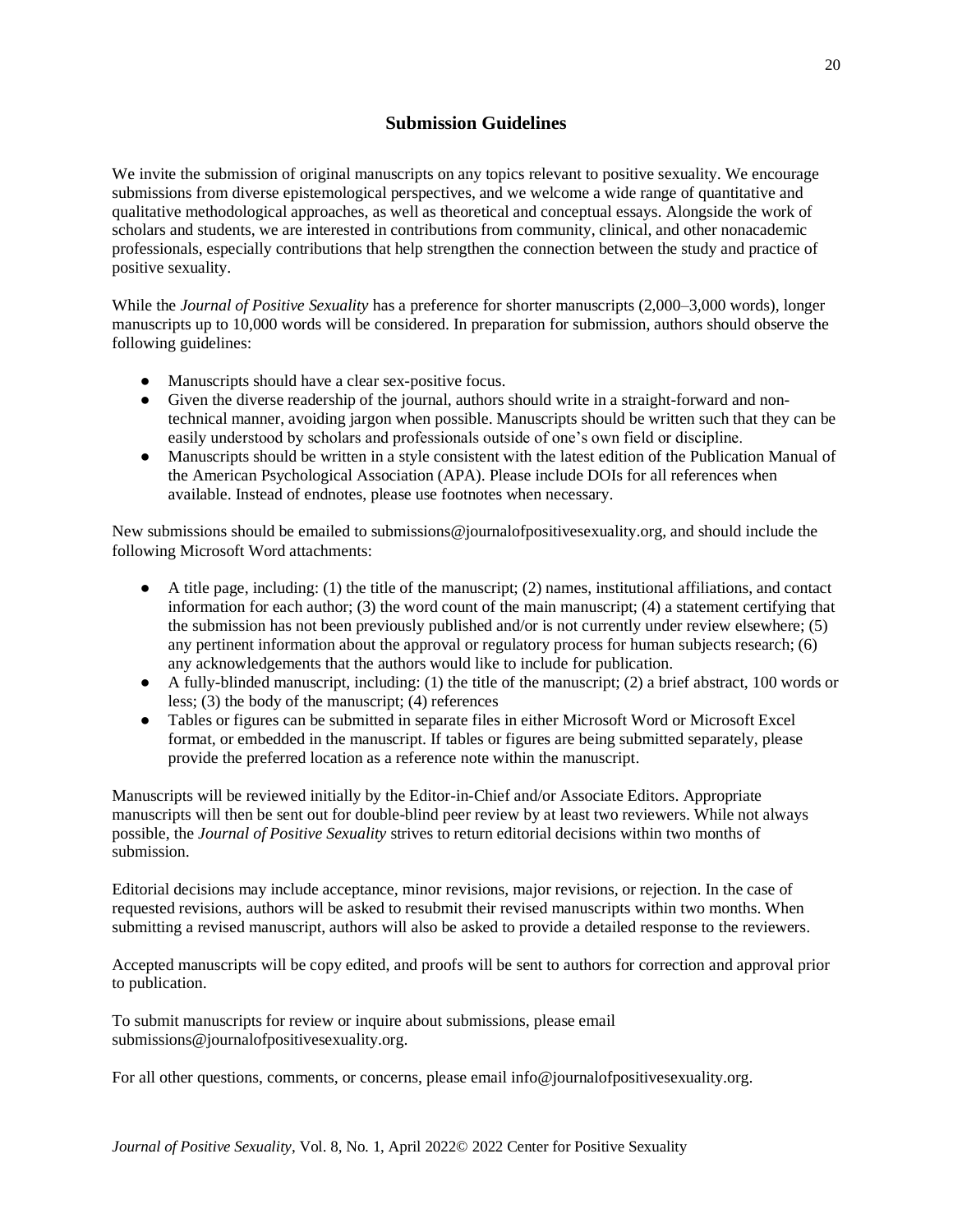## Submission Guidelines

We invite the submission of original manuscripts on any topics relevant to positive sexuality. We encourage submissions from diverse epistemological perspectives, and we welcome a wide range of quantitative and qualitative methodological approaches, as well as theoretical and conceptual essays. Alongside the work of scholars and students, we are interested in contributions from community, clinical, and other nonacademic professionals, especially contributions that help strengthen the connection between the study and practice of positive sexuality.

While the *Journal of Positive Sexuality* has a preference for shorter manuscripts (2,000–3,000 words), longer manuscripts up to 10,000 words will be considered. In preparation for submission, authors should observe the following guidelines:

- Manuscripts should have a clear sex-positive focus.
- Given the diverse readership of the journal, authors should write in a straight-forward and non-technical manner, avoiding jargon when possible. Manuscripts should be written such that they can be easily understood by scholars and professionals outside of one's own field or discipline.
- Manuscripts should be written in a style consistent with the latest edition of the Publication Manual of the American Psychological Association (APA). Please include DOIs for all references when available. Instead of endnotes, please use footnotes when necessary.

New submissions should be emailed to submissions@journalofpositivesexuality.org, and should include the following Microsoft Word attachments:

- A title page, including: (1) the title of the manuscript; (2) names, institutional affiliations, and contact information for each author; (3) the word count of the main manuscript; (4) a statement certifying that the submission has not been previously published and/or is not currently under review elsewhere; (5) any pertinent information about the approval or regulatory process for human subjects research; (6) any acknowledgements that the authors would like to include for publication.
- A fully-blinded manuscript, including: (1) the title of the manuscript; (2) a brief abstract, 100 words or less; (3) the body of the manuscript; (4) references
- Tables or figures can be submitted in separate files in either Microsoft Word or Microsoft Excel format, or embedded in the manuscript. If tables or figures are being submitted separately, please provide the preferred location as a reference note within the manuscript.

Manuscripts will be reviewed initially by the Editor-in-Chief and/or Associate Editors. Appropriate manuscripts will then be sent out for double-blind peer review by at least two reviewers. While not always possible, the *Journal of Positive Sexuality* strives to return editorial decisions within two months of submission.

Editorial decisions may include acceptance, minor revisions, major revisions, or rejection. In the case of requested revisions, authors will be asked to resubmit their revised manuscripts within two months. When submitting a revised manuscript, authors will also be asked to provide a detailed response to the reviewers.

Accepted manuscripts will be copy edited, and proofs will be sent to authors for correction and approval prior to publication.

To submit manuscripts for review or inquire about submissions, please email submissions@journalofpositivesexuality.org.

For all other questions, comments, or concerns, please email info@journalofpositivesexuality.org.